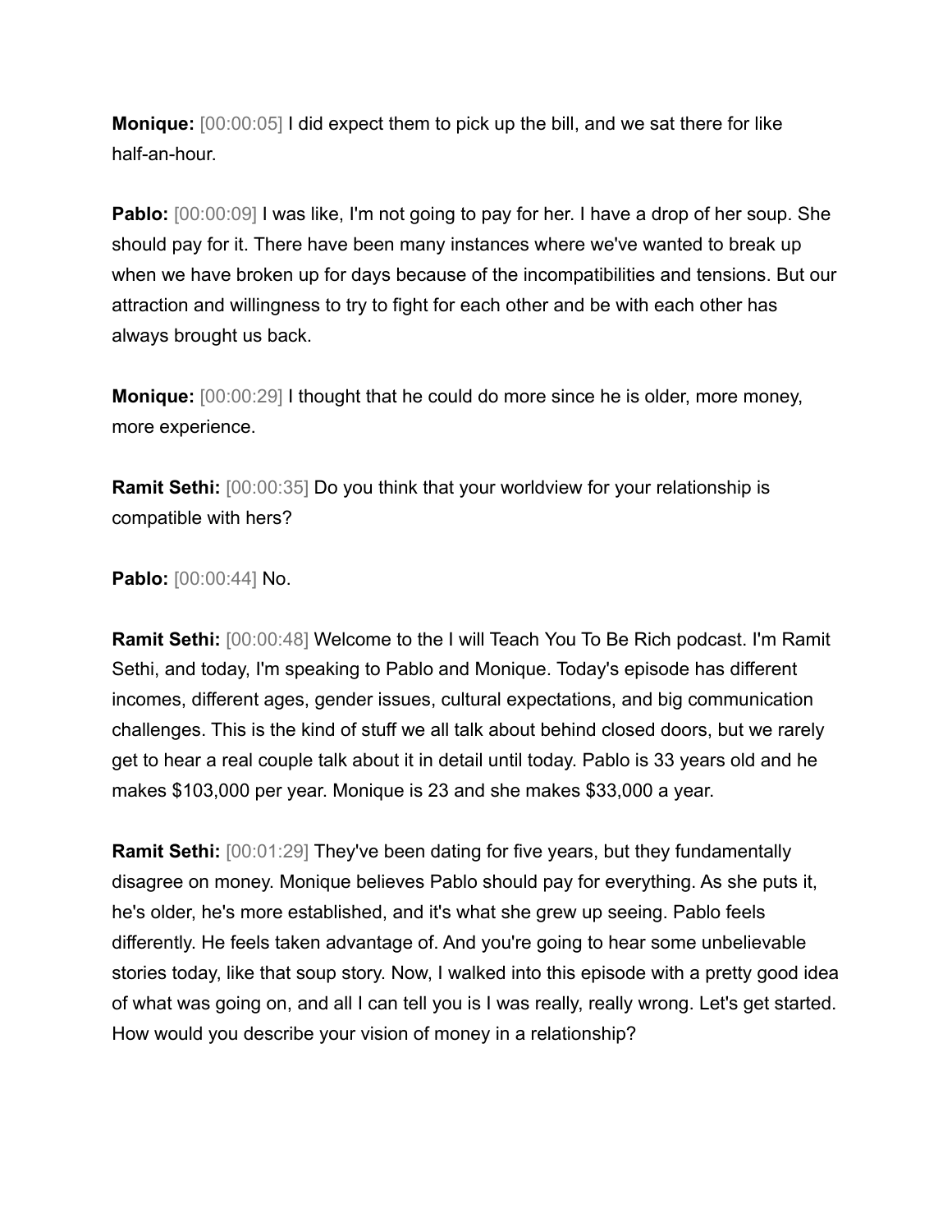**Monique:** [00:00:05] I did expect them to pick up the bill, and we sat there for like half-an-hour.

**Pablo:** [00:00:09] I was like, I'm not going to pay for her. I have a drop of her soup. She should pay for it. There have been many instances where we've wanted to break up when we have broken up for days because of the incompatibilities and tensions. But our attraction and willingness to try to fight for each other and be with each other has always brought us back.

**Monique:** [00:00:29] I thought that he could do more since he is older, more money, more experience.

**Ramit Sethi:** [00:00:35] Do you think that your worldview for your relationship is compatible with hers?

**Pablo:** [00:00:44] No.

**Ramit Sethi:** [00:00:48] Welcome to the I will Teach You To Be Rich podcast. I'm Ramit Sethi, and today, I'm speaking to Pablo and Monique. Today's episode has different incomes, different ages, gender issues, cultural expectations, and big communication challenges. This is the kind of stuff we all talk about behind closed doors, but we rarely get to hear a real couple talk about it in detail until today. Pablo is 33 years old and he makes $103,000 per year. Monique is 23 and she makes $33,000 a year.

**Ramit Sethi:** [00:01:29] They've been dating for five years, but they fundamentally disagree on money. Monique believes Pablo should pay for everything. As she puts it, he's older, he's more established, and it's what she grew up seeing. Pablo feels differently. He feels taken advantage of. And you're going to hear some unbelievable stories today, like that soup story. Now, I walked into this episode with a pretty good idea of what was going on, and all I can tell you is I was really, really wrong. Let's get started. How would you describe your vision of money in a relationship?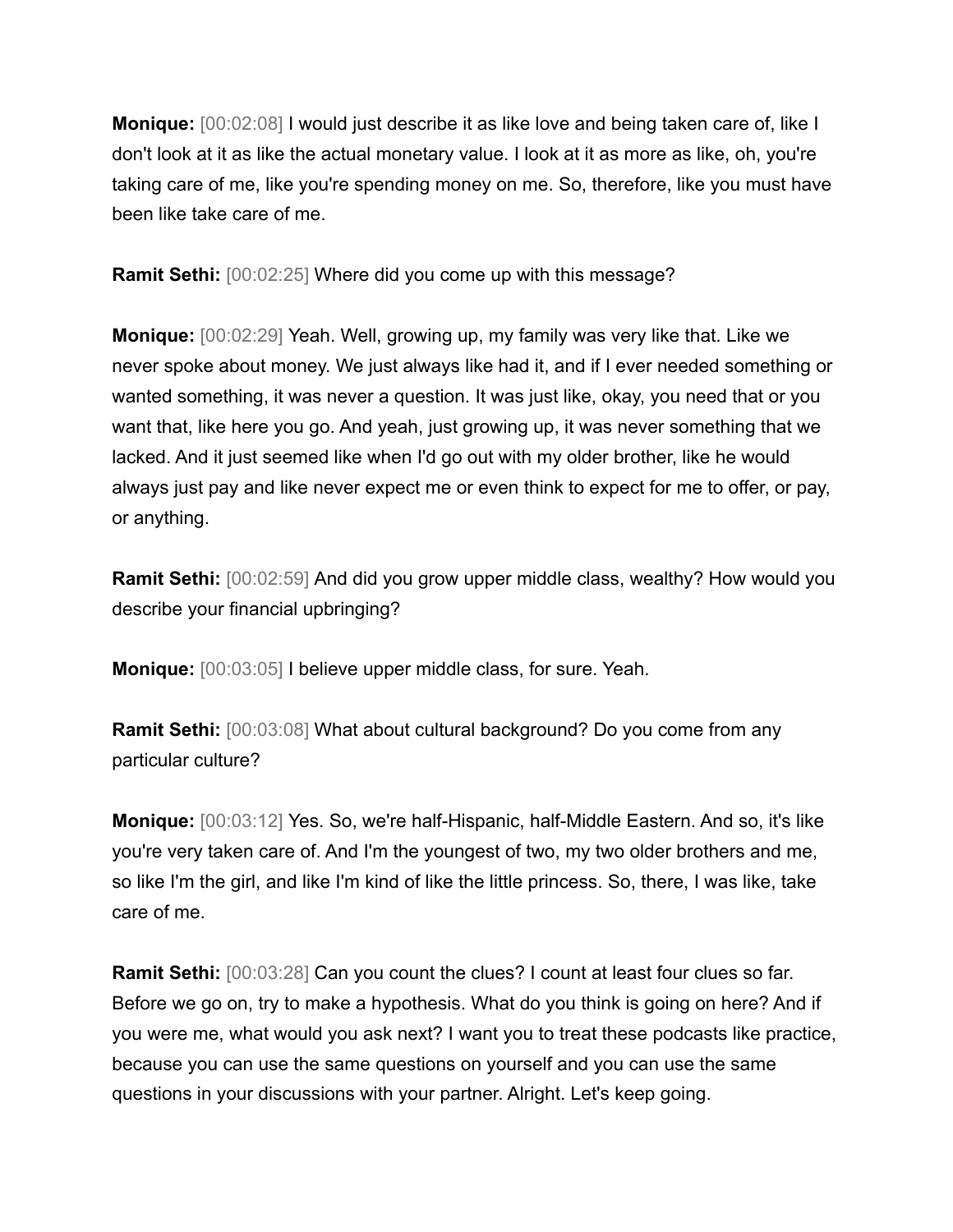**Monique:** [00:02:08] I would just describe it as like love and being taken care of, like I don't look at it as like the actual monetary value. I look at it as more as like, oh, you're taking care of me, like you're spending money on me. So, therefore, like you must have been like take care of me.

**Ramit Sethi:** [00:02:25] Where did you come up with this message?

**Monique:** [00:02:29] Yeah. Well, growing up, my family was very like that. Like we never spoke about money. We just always like had it, and if I ever needed something or wanted something, it was never a question. It was just like, okay, you need that or you want that, like here you go. And yeah, just growing up, it was never something that we lacked. And it just seemed like when I'd go out with my older brother, like he would always just pay and like never expect me or even think to expect for me to offer, or pay, or anything.

**Ramit Sethi:** [00:02:59] And did you grow upper middle class, wealthy? How would you describe your financial upbringing?

**Monique:** [00:03:05] I believe upper middle class, for sure. Yeah.

**Ramit Sethi:** [00:03:08] What about cultural background? Do you come from any particular culture?

**Monique:** [00:03:12] Yes. So, we're half-Hispanic, half-Middle Eastern. And so, it's like you're very taken care of. And I'm the youngest of two, my two older brothers and me, so like I'm the girl, and like I'm kind of like the little princess. So, there, I was like, take care of me.

**Ramit Sethi:** [00:03:28] Can you count the clues? I count at least four clues so far. Before we go on, try to make a hypothesis. What do you think is going on here? And if you were me, what would you ask next? I want you to treat these podcasts like practice, because you can use the same questions on yourself and you can use the same questions in your discussions with your partner. Alright. Let's keep going.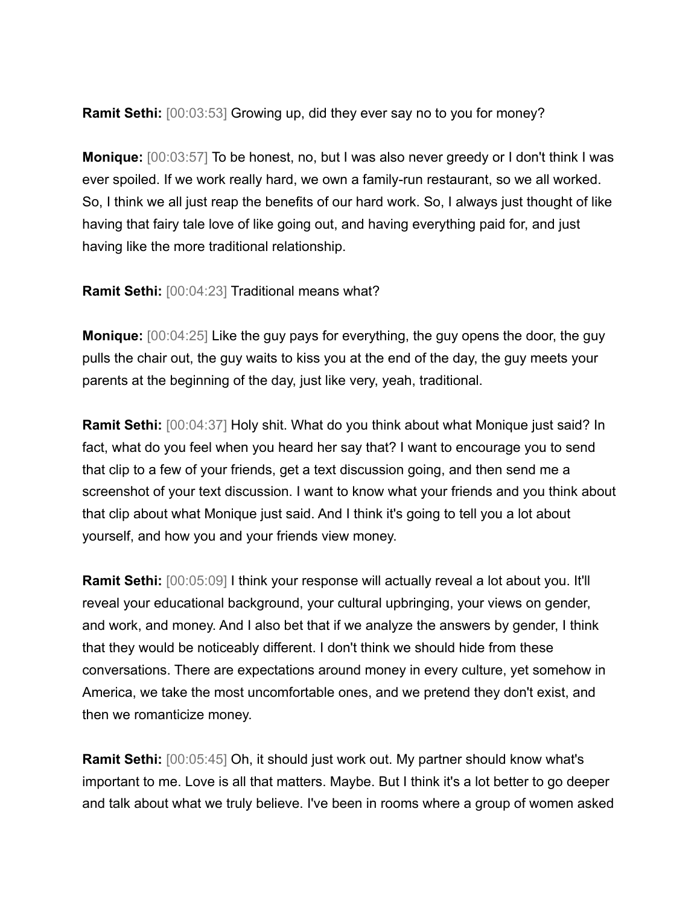**Ramit Sethi:** [00:03:53] Growing up, did they ever say no to you for money?

**Monique:** [00:03:57] To be honest, no, but I was also never greedy or I don't think I was ever spoiled. If we work really hard, we own a family-run restaurant, so we all worked. So, I think we all just reap the benefits of our hard work. So, I always just thought of like having that fairy tale love of like going out, and having everything paid for, and just having like the more traditional relationship.

**Ramit Sethi:** [00:04:23] Traditional means what?

**Monique:** [00:04:25] Like the guy pays for everything, the guy opens the door, the guy pulls the chair out, the guy waits to kiss you at the end of the day, the guy meets your parents at the beginning of the day, just like very, yeah, traditional.

**Ramit Sethi:** [00:04:37] Holy shit. What do you think about what Monique just said? In fact, what do you feel when you heard her say that? I want to encourage you to send that clip to a few of your friends, get a text discussion going, and then send me a screenshot of your text discussion. I want to know what your friends and you think about that clip about what Monique just said. And I think it's going to tell you a lot about yourself, and how you and your friends view money.

**Ramit Sethi:** [00:05:09] I think your response will actually reveal a lot about you. It'll reveal your educational background, your cultural upbringing, your views on gender, and work, and money. And I also bet that if we analyze the answers by gender, I think that they would be noticeably different. I don't think we should hide from these conversations. There are expectations around money in every culture, yet somehow in America, we take the most uncomfortable ones, and we pretend they don't exist, and then we romanticize money.

**Ramit Sethi:** [00:05:45] Oh, it should just work out. My partner should know what's important to me. Love is all that matters. Maybe. But I think it's a lot better to go deeper and talk about what we truly believe. I've been in rooms where a group of women asked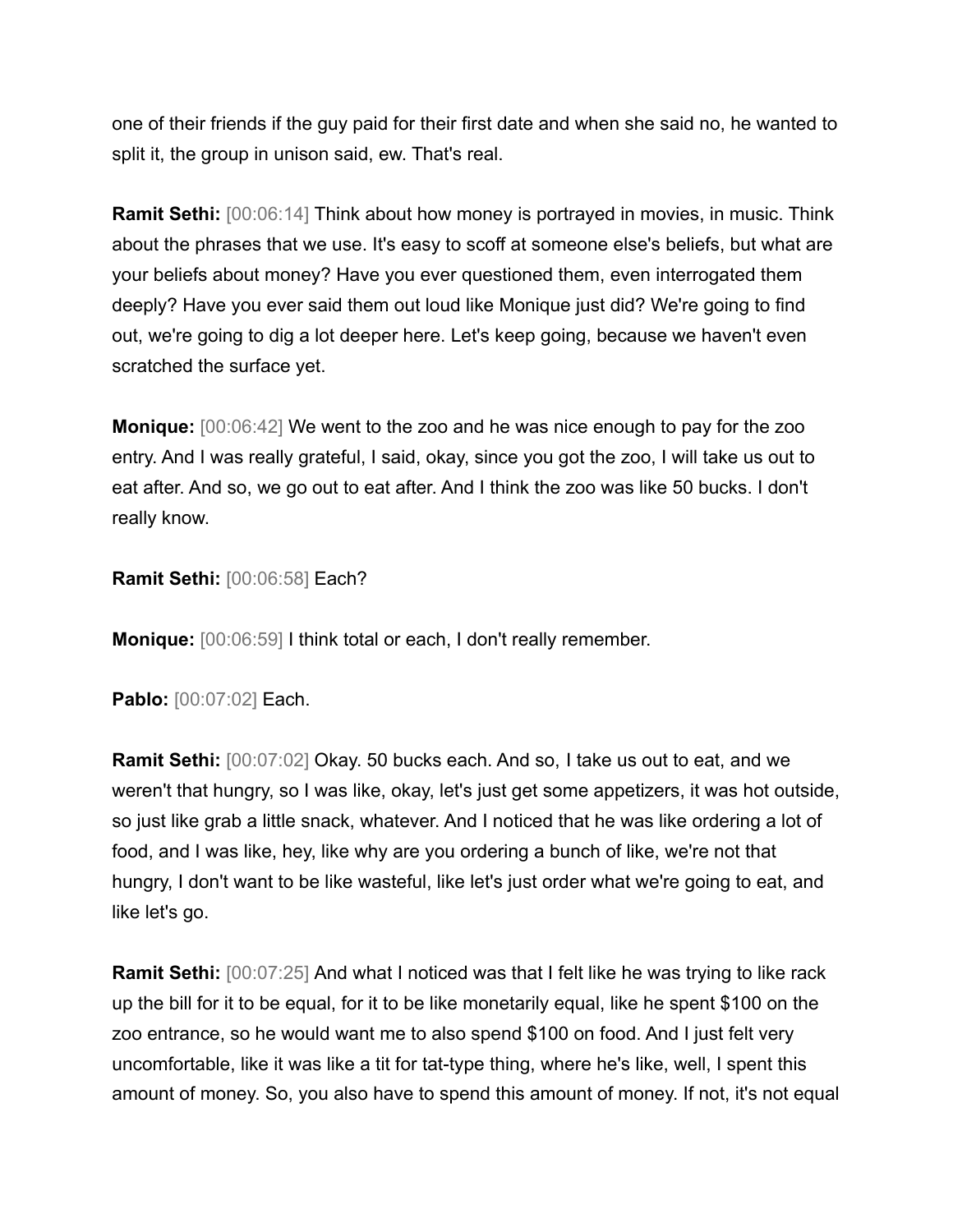one of their friends if the guy paid for their first date and when she said no, he wanted to split it, the group in unison said, ew. That's real.

**Ramit Sethi:** [00:06:14] Think about how money is portrayed in movies, in music. Think about the phrases that we use. It's easy to scoff at someone else's beliefs, but what are your beliefs about money? Have you ever questioned them, even interrogated them deeply? Have you ever said them out loud like Monique just did? We're going to find out, we're going to dig a lot deeper here. Let's keep going, because we haven't even scratched the surface yet.

**Monique:** [00:06:42] We went to the zoo and he was nice enough to pay for the zoo entry. And I was really grateful, I said, okay, since you got the zoo, I will take us out to eat after. And so, we go out to eat after. And I think the zoo was like 50 bucks. I don't really know.

**Ramit Sethi:** [00:06:58] Each?

**Monique:** [00:06:59] I think total or each, I don't really remember.

**Pablo:** [00:07:02] Each.

**Ramit Sethi:** [00:07:02] Okay. 50 bucks each. And so, I take us out to eat, and we weren't that hungry, so I was like, okay, let's just get some appetizers, it was hot outside, so just like grab a little snack, whatever. And I noticed that he was like ordering a lot of food, and I was like, hey, like why are you ordering a bunch of like, we're not that hungry, I don't want to be like wasteful, like let's just order what we're going to eat, and like let's go.

**Ramit Sethi:** [00:07:25] And what I noticed was that I felt like he was trying to like rack up the bill for it to be equal, for it to be like monetarily equal, like he spent $100 on the zoo entrance, so he would want me to also spend $100 on food. And I just felt very uncomfortable, like it was like a tit for tat-type thing, where he's like, well, I spent this amount of money. So, you also have to spend this amount of money. If not, it's not equal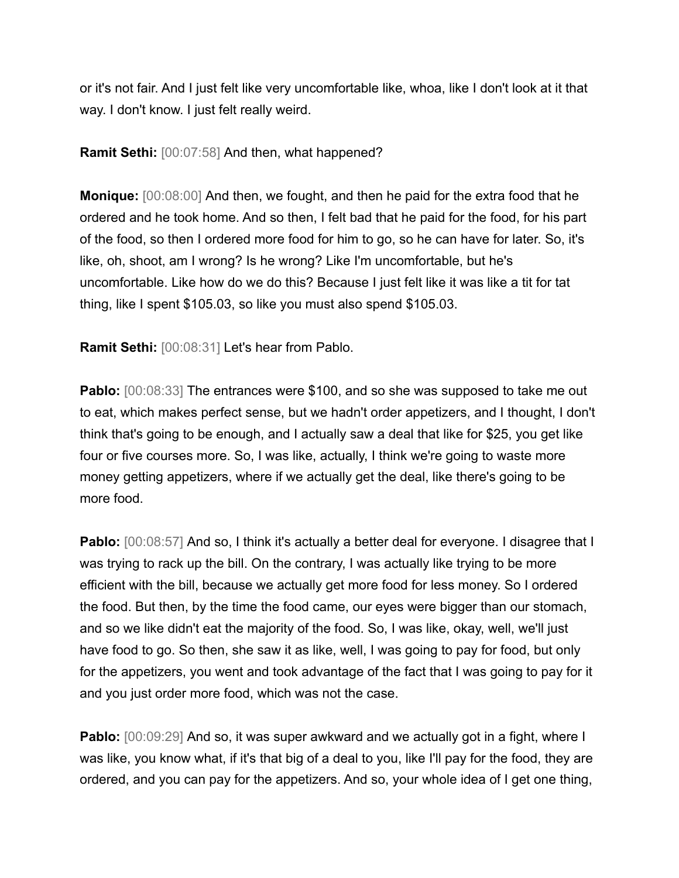or it's not fair. And I just felt like very uncomfortable like, whoa, like I don't look at it that way. I don't know. I just felt really weird.

**Ramit Sethi:** [00:07:58] And then, what happened?

**Monique:** [00:08:00] And then, we fought, and then he paid for the extra food that he ordered and he took home. And so then, I felt bad that he paid for the food, for his part of the food, so then I ordered more food for him to go, so he can have for later. So, it's like, oh, shoot, am I wrong? Is he wrong? Like I'm uncomfortable, but he's uncomfortable. Like how do we do this? Because I just felt like it was like a tit for tat thing, like I spent $105.03, so like you must also spend $105.03.

**Ramit Sethi:** [00:08:31] Let's hear from Pablo.

**Pablo:** [00:08:33] The entrances were $100, and so she was supposed to take me out to eat, which makes perfect sense, but we hadn't order appetizers, and I thought, I don't think that's going to be enough, and I actually saw a deal that like for $25, you get like four or five courses more. So, I was like, actually, I think we're going to waste more money getting appetizers, where if we actually get the deal, like there's going to be more food.

**Pablo:** [00:08:57] And so, I think it's actually a better deal for everyone. I disagree that I was trying to rack up the bill. On the contrary, I was actually like trying to be more efficient with the bill, because we actually get more food for less money. So I ordered the food. But then, by the time the food came, our eyes were bigger than our stomach, and so we like didn't eat the majority of the food. So, I was like, okay, well, we'll just have food to go. So then, she saw it as like, well, I was going to pay for food, but only for the appetizers, you went and took advantage of the fact that I was going to pay for it and you just order more food, which was not the case.

**Pablo:** [00:09:29] And so, it was super awkward and we actually got in a fight, where I was like, you know what, if it's that big of a deal to you, like I'll pay for the food, they are ordered, and you can pay for the appetizers. And so, your whole idea of I get one thing,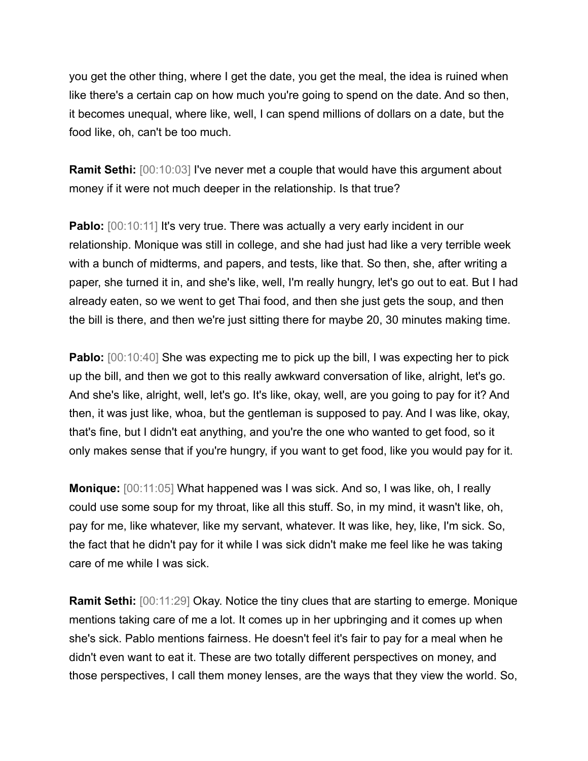you get the other thing, where I get the date, you get the meal, the idea is ruined when like there's a certain cap on how much you're going to spend on the date. And so then, it becomes unequal, where like, well, I can spend millions of dollars on a date, but the food like, oh, can't be too much.

**Ramit Sethi:** [00:10:03] I've never met a couple that would have this argument about money if it were not much deeper in the relationship. Is that true?

**Pablo:** [00:10:11] It's very true. There was actually a very early incident in our relationship. Monique was still in college, and she had just had like a very terrible week with a bunch of midterms, and papers, and tests, like that. So then, she, after writing a paper, she turned it in, and she's like, well, I'm really hungry, let's go out to eat. But I had already eaten, so we went to get Thai food, and then she just gets the soup, and then the bill is there, and then we're just sitting there for maybe 20, 30 minutes making time.

**Pablo:** [00:10:40] She was expecting me to pick up the bill, I was expecting her to pick up the bill, and then we got to this really awkward conversation of like, alright, let's go. And she's like, alright, well, let's go. It's like, okay, well, are you going to pay for it? And then, it was just like, whoa, but the gentleman is supposed to pay. And I was like, okay, that's fine, but I didn't eat anything, and you're the one who wanted to get food, so it only makes sense that if you're hungry, if you want to get food, like you would pay for it.

**Monique:** [00:11:05] What happened was I was sick. And so, I was like, oh, I really could use some soup for my throat, like all this stuff. So, in my mind, it wasn't like, oh, pay for me, like whatever, like my servant, whatever. It was like, hey, like, I'm sick. So, the fact that he didn't pay for it while I was sick didn't make me feel like he was taking care of me while I was sick.

**Ramit Sethi:** [00:11:29] Okay. Notice the tiny clues that are starting to emerge. Monique mentions taking care of me a lot. It comes up in her upbringing and it comes up when she's sick. Pablo mentions fairness. He doesn't feel it's fair to pay for a meal when he didn't even want to eat it. These are two totally different perspectives on money, and those perspectives, I call them money lenses, are the ways that they view the world. So,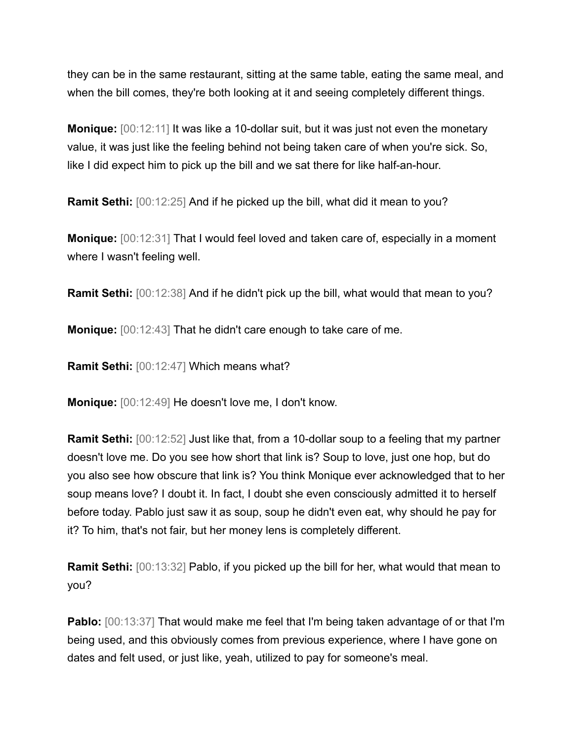they can be in the same restaurant, sitting at the same table, eating the same meal, and when the bill comes, they're both looking at it and seeing completely different things.

**Monique:** [00:12:11] It was like a 10-dollar suit, but it was just not even the monetary value, it was just like the feeling behind not being taken care of when you're sick. So, like I did expect him to pick up the bill and we sat there for like half-an-hour.

**Ramit Sethi:** [00:12:25] And if he picked up the bill, what did it mean to you?

**Monique:** [00:12:31] That I would feel loved and taken care of, especially in a moment where I wasn't feeling well.

**Ramit Sethi:** [00:12:38] And if he didn't pick up the bill, what would that mean to you?

**Monique:** [00:12:43] That he didn't care enough to take care of me.

**Ramit Sethi:** [00:12:47] Which means what?

**Monique:** [00:12:49] He doesn't love me, I don't know.

**Ramit Sethi:** [00:12:52] Just like that, from a 10-dollar soup to a feeling that my partner doesn't love me. Do you see how short that link is? Soup to love, just one hop, but do you also see how obscure that link is? You think Monique ever acknowledged that to her soup means love? I doubt it. In fact, I doubt she even consciously admitted it to herself before today. Pablo just saw it as soup, soup he didn't even eat, why should he pay for it? To him, that's not fair, but her money lens is completely different.

**Ramit Sethi:** [00:13:32] Pablo, if you picked up the bill for her, what would that mean to you?

**Pablo:** [00:13:37] That would make me feel that I'm being taken advantage of or that I'm being used, and this obviously comes from previous experience, where I have gone on dates and felt used, or just like, yeah, utilized to pay for someone's meal.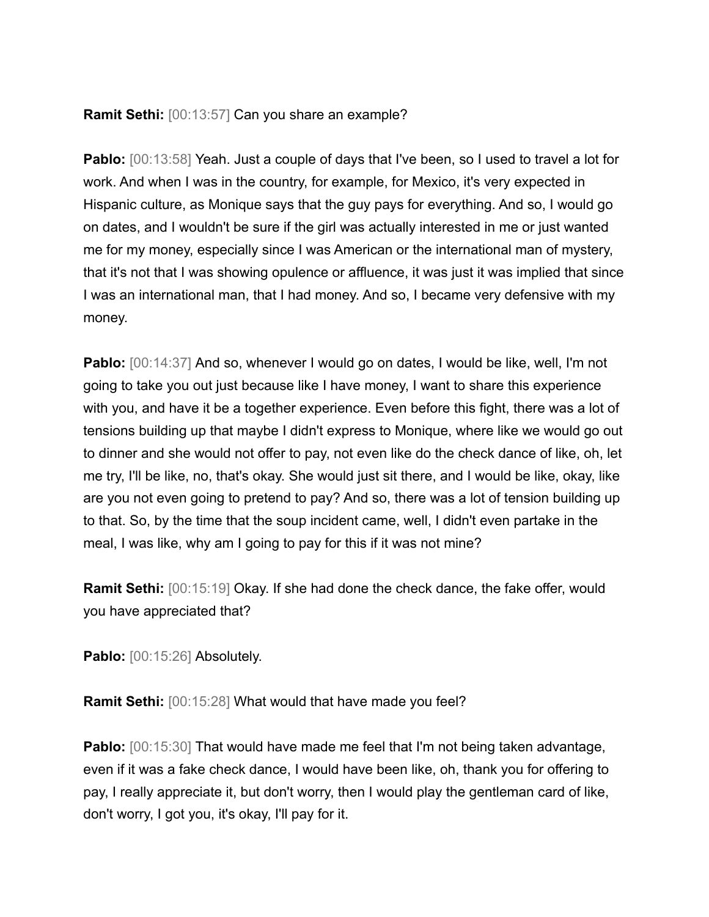**Ramit Sethi:** [00:13:57] Can you share an example?

**Pablo:** [00:13:58] Yeah. Just a couple of days that I've been, so I used to travel a lot for work. And when I was in the country, for example, for Mexico, it's very expected in Hispanic culture, as Monique says that the guy pays for everything. And so, I would go on dates, and I wouldn't be sure if the girl was actually interested in me or just wanted me for my money, especially since I was American or the international man of mystery, that it's not that I was showing opulence or affluence, it was just it was implied that since I was an international man, that I had money. And so, I became very defensive with my money.

**Pablo:** [00:14:37] And so, whenever I would go on dates, I would be like, well, I'm not going to take you out just because like I have money, I want to share this experience with you, and have it be a together experience. Even before this fight, there was a lot of tensions building up that maybe I didn't express to Monique, where like we would go out to dinner and she would not offer to pay, not even like do the check dance of like, oh, let me try, I'll be like, no, that's okay. She would just sit there, and I would be like, okay, like are you not even going to pretend to pay? And so, there was a lot of tension building up to that. So, by the time that the soup incident came, well, I didn't even partake in the meal, I was like, why am I going to pay for this if it was not mine?

**Ramit Sethi:** [00:15:19] Okay. If she had done the check dance, the fake offer, would you have appreciated that?

**Pablo:** [00:15:26] Absolutely.

**Ramit Sethi:** [00:15:28] What would that have made you feel?

**Pablo:** [00:15:30] That would have made me feel that I'm not being taken advantage, even if it was a fake check dance, I would have been like, oh, thank you for offering to pay, I really appreciate it, but don't worry, then I would play the gentleman card of like, don't worry, I got you, it's okay, I'll pay for it.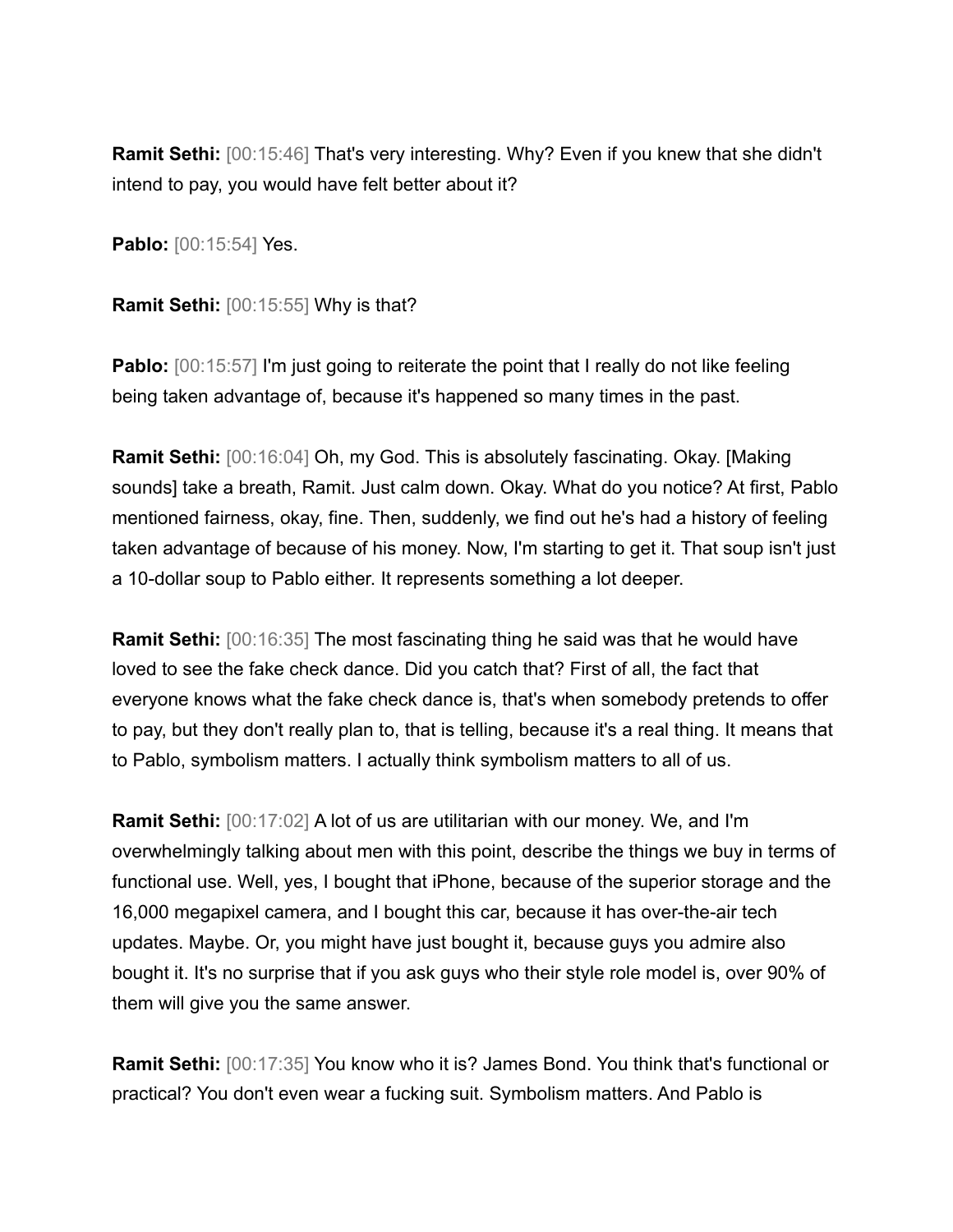**Ramit Sethi:** [00:15:46] That's very interesting. Why? Even if you knew that she didn't intend to pay, you would have felt better about it?

**Pablo:** [00:15:54] Yes.

**Ramit Sethi:** [00:15:55] Why is that?

**Pablo:** [00:15:57] I'm just going to reiterate the point that I really do not like feeling being taken advantage of, because it's happened so many times in the past.

**Ramit Sethi:** [00:16:04] Oh, my God. This is absolutely fascinating. Okay. [Making sounds] take a breath, Ramit. Just calm down. Okay. What do you notice? At first, Pablo mentioned fairness, okay, fine. Then, suddenly, we find out he's had a history of feeling taken advantage of because of his money. Now, I'm starting to get it. That soup isn't just a 10-dollar soup to Pablo either. It represents something a lot deeper.

**Ramit Sethi:** [00:16:35] The most fascinating thing he said was that he would have loved to see the fake check dance. Did you catch that? First of all, the fact that everyone knows what the fake check dance is, that's when somebody pretends to offer to pay, but they don't really plan to, that is telling, because it's a real thing. It means that to Pablo, symbolism matters. I actually think symbolism matters to all of us.

**Ramit Sethi:** [00:17:02] A lot of us are utilitarian with our money. We, and I'm overwhelmingly talking about men with this point, describe the things we buy in terms of functional use. Well, yes, I bought that iPhone, because of the superior storage and the 16,000 megapixel camera, and I bought this car, because it has over-the-air tech updates. Maybe. Or, you might have just bought it, because guys you admire also bought it. It's no surprise that if you ask guys who their style role model is, over 90% of them will give you the same answer.

**Ramit Sethi:** [00:17:35] You know who it is? James Bond. You think that's functional or practical? You don't even wear a fucking suit. Symbolism matters. And Pablo is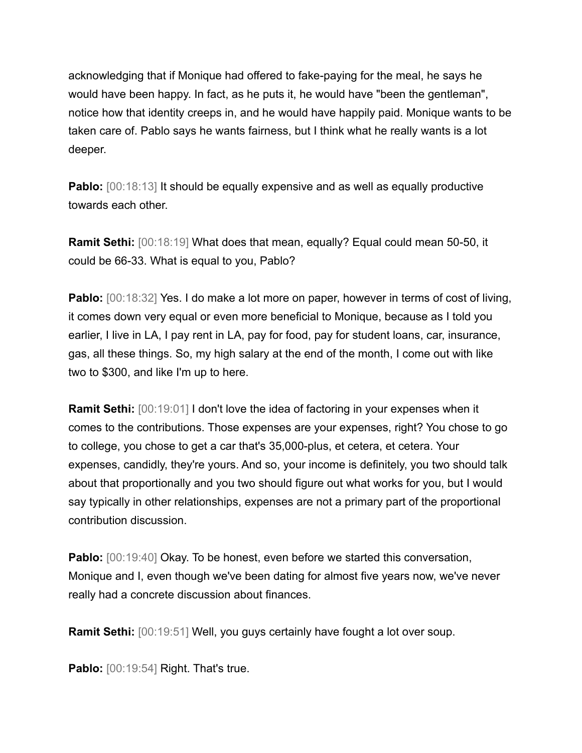acknowledging that if Monique had offered to fake-paying for the meal, he says he would have been happy. In fact, as he puts it, he would have "been the gentleman", notice how that identity creeps in, and he would have happily paid. Monique wants to be taken care of. Pablo says he wants fairness, but I think what he really wants is a lot deeper.

**Pablo:** [00:18:13] It should be equally expensive and as well as equally productive towards each other.

**Ramit Sethi:** [00:18:19] What does that mean, equally? Equal could mean 50-50, it could be 66-33. What is equal to you, Pablo?

**Pablo:** [00:18:32] Yes. I do make a lot more on paper, however in terms of cost of living, it comes down very equal or even more beneficial to Monique, because as I told you earlier, I live in LA, I pay rent in LA, pay for food, pay for student loans, car, insurance, gas, all these things. So, my high salary at the end of the month, I come out with like two to $300, and like I'm up to here.

**Ramit Sethi:** [00:19:01] I don't love the idea of factoring in your expenses when it comes to the contributions. Those expenses are your expenses, right? You chose to go to college, you chose to get a car that's 35,000-plus, et cetera, et cetera. Your expenses, candidly, they're yours. And so, your income is definitely, you two should talk about that proportionally and you two should figure out what works for you, but I would say typically in other relationships, expenses are not a primary part of the proportional contribution discussion.

**Pablo:** [00:19:40] Okay. To be honest, even before we started this conversation, Monique and I, even though we've been dating for almost five years now, we've never really had a concrete discussion about finances.

**Ramit Sethi:** [00:19:51] Well, you guys certainly have fought a lot over soup.

**Pablo:** [00:19:54] Right. That's true.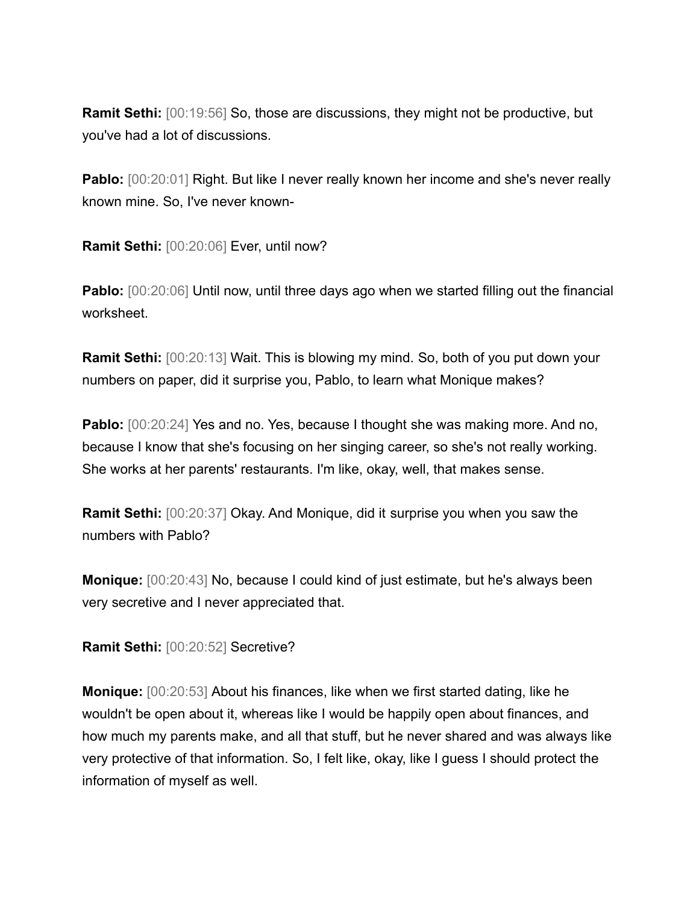**Ramit Sethi:** [00:19:56] So, those are discussions, they might not be productive, but you've had a lot of discussions.

**Pablo:** [00:20:01] Right. But like I never really known her income and she's never really known mine. So, I've never known-

**Ramit Sethi:** [00:20:06] Ever, until now?

**Pablo:** [00:20:06] Until now, until three days ago when we started filling out the financial worksheet.

**Ramit Sethi:** [00:20:13] Wait. This is blowing my mind. So, both of you put down your numbers on paper, did it surprise you, Pablo, to learn what Monique makes?

**Pablo:** [00:20:24] Yes and no. Yes, because I thought she was making more. And no, because I know that she's focusing on her singing career, so she's not really working. She works at her parents' restaurants. I'm like, okay, well, that makes sense.

**Ramit Sethi:** [00:20:37] Okay. And Monique, did it surprise you when you saw the numbers with Pablo?

**Monique:** [00:20:43] No, because I could kind of just estimate, but he's always been very secretive and I never appreciated that.

**Ramit Sethi:** [00:20:52] Secretive?

**Monique:** [00:20:53] About his finances, like when we first started dating, like he wouldn't be open about it, whereas like I would be happily open about finances, and how much my parents make, and all that stuff, but he never shared and was always like very protective of that information. So, I felt like, okay, like I guess I should protect the information of myself as well.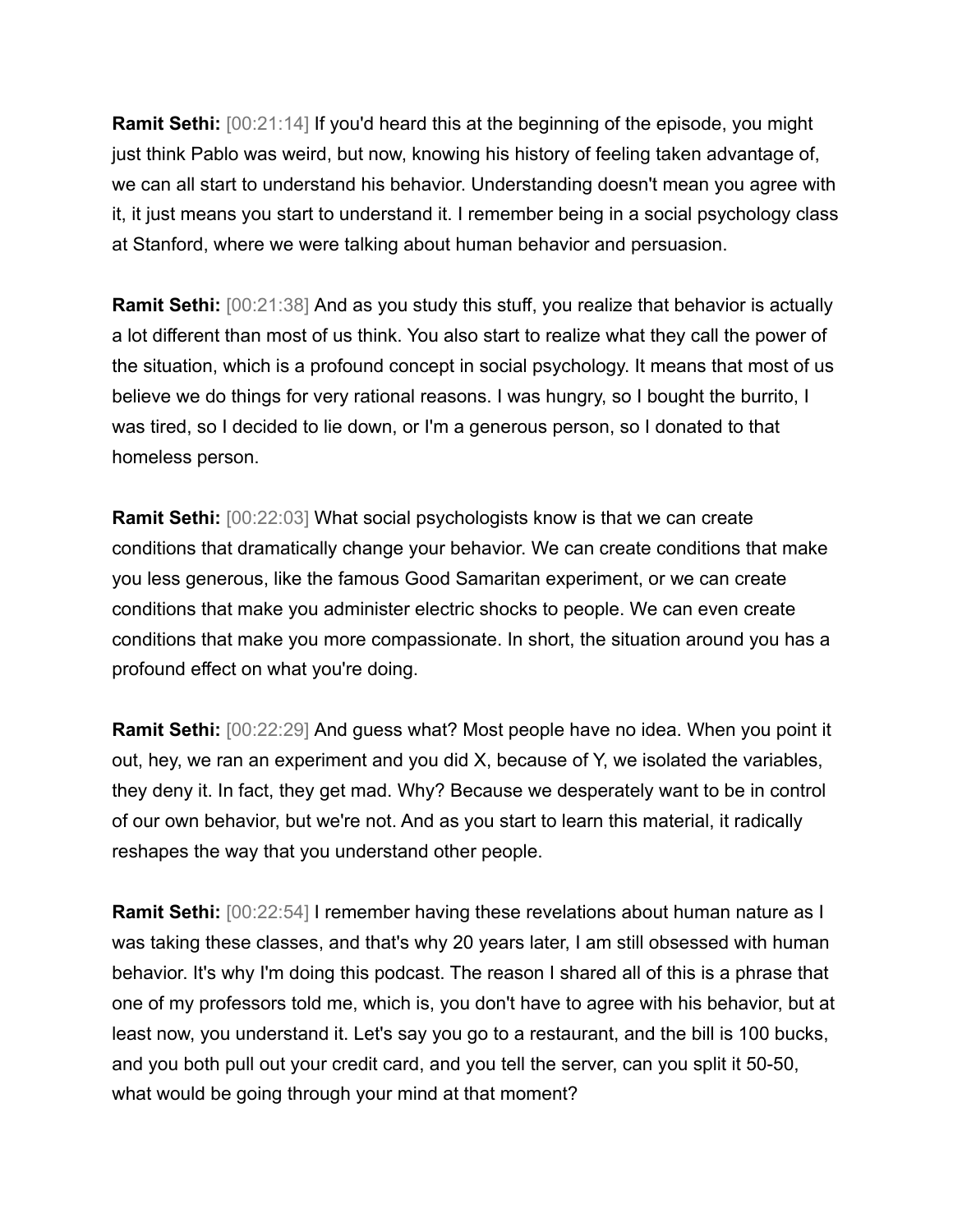**Ramit Sethi:** [00:21:14] If you'd heard this at the beginning of the episode, you might just think Pablo was weird, but now, knowing his history of feeling taken advantage of, we can all start to understand his behavior. Understanding doesn't mean you agree with it, it just means you start to understand it. I remember being in a social psychology class at Stanford, where we were talking about human behavior and persuasion.

**Ramit Sethi:** [00:21:38] And as you study this stuff, you realize that behavior is actually a lot different than most of us think. You also start to realize what they call the power of the situation, which is a profound concept in social psychology. It means that most of us believe we do things for very rational reasons. I was hungry, so I bought the burrito, I was tired, so I decided to lie down, or I'm a generous person, so I donated to that homeless person.

**Ramit Sethi:** [00:22:03] What social psychologists know is that we can create conditions that dramatically change your behavior. We can create conditions that make you less generous, like the famous Good Samaritan experiment, or we can create conditions that make you administer electric shocks to people. We can even create conditions that make you more compassionate. In short, the situation around you has a profound effect on what you're doing.

**Ramit Sethi:** [00:22:29] And guess what? Most people have no idea. When you point it out, hey, we ran an experiment and you did X, because of Y, we isolated the variables, they deny it. In fact, they get mad. Why? Because we desperately want to be in control of our own behavior, but we're not. And as you start to learn this material, it radically reshapes the way that you understand other people.

**Ramit Sethi:** [00:22:54] I remember having these revelations about human nature as I was taking these classes, and that's why 20 years later, I am still obsessed with human behavior. It's why I'm doing this podcast. The reason I shared all of this is a phrase that one of my professors told me, which is, you don't have to agree with his behavior, but at least now, you understand it. Let's say you go to a restaurant, and the bill is 100 bucks, and you both pull out your credit card, and you tell the server, can you split it 50-50, what would be going through your mind at that moment?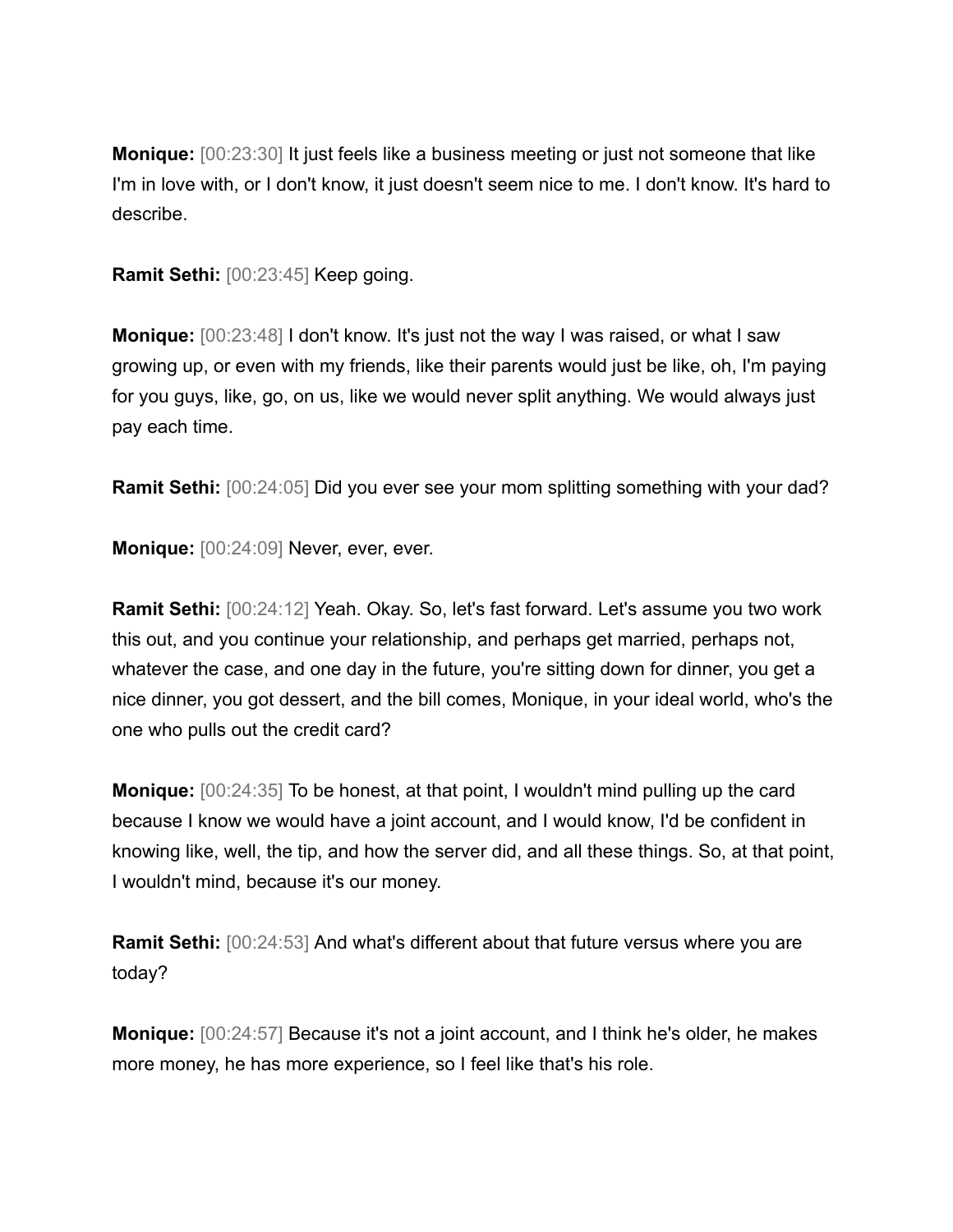**Monique:** [00:23:30] It just feels like a business meeting or just not someone that like I'm in love with, or I don't know, it just doesn't seem nice to me. I don't know. It's hard to describe.

**Ramit Sethi:** [00:23:45] Keep going.

**Monique:** [00:23:48] I don't know. It's just not the way I was raised, or what I saw growing up, or even with my friends, like their parents would just be like, oh, I'm paying for you guys, like, go, on us, like we would never split anything. We would always just pay each time.

**Ramit Sethi:** [00:24:05] Did you ever see your mom splitting something with your dad?

**Monique:** [00:24:09] Never, ever, ever.

**Ramit Sethi:** [00:24:12] Yeah. Okay. So, let's fast forward. Let's assume you two work this out, and you continue your relationship, and perhaps get married, perhaps not, whatever the case, and one day in the future, you're sitting down for dinner, you get a nice dinner, you got dessert, and the bill comes, Monique, in your ideal world, who's the one who pulls out the credit card?

**Monique:** [00:24:35] To be honest, at that point, I wouldn't mind pulling up the card because I know we would have a joint account, and I would know, I'd be confident in knowing like, well, the tip, and how the server did, and all these things. So, at that point, I wouldn't mind, because it's our money.

**Ramit Sethi:** [00:24:53] And what's different about that future versus where you are today?

**Monique:** [00:24:57] Because it's not a joint account, and I think he's older, he makes more money, he has more experience, so I feel like that's his role.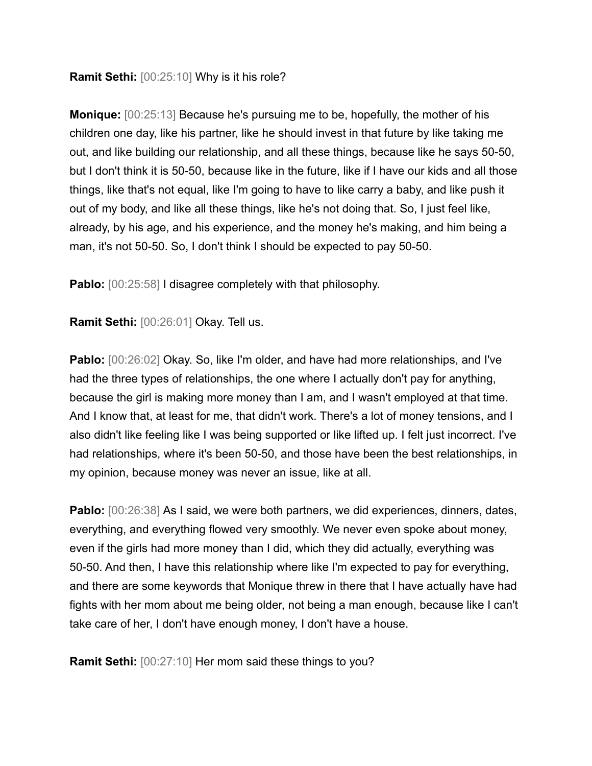**Ramit Sethi:** [00:25:10] Why is it his role?

**Monique:** [00:25:13] Because he's pursuing me to be, hopefully, the mother of his children one day, like his partner, like he should invest in that future by like taking me out, and like building our relationship, and all these things, because like he says 50-50, but I don't think it is 50-50, because like in the future, like if I have our kids and all those things, like that's not equal, like I'm going to have to like carry a baby, and like push it out of my body, and like all these things, like he's not doing that. So, I just feel like, already, by his age, and his experience, and the money he's making, and him being a man, it's not 50-50. So, I don't think I should be expected to pay 50-50.

**Pablo:** [00:25:58] I disagree completely with that philosophy.

**Ramit Sethi:** [00:26:01] Okay. Tell us.

**Pablo:** [00:26:02] Okay. So, like I'm older, and have had more relationships, and I've had the three types of relationships, the one where I actually don't pay for anything, because the girl is making more money than I am, and I wasn't employed at that time. And I know that, at least for me, that didn't work. There's a lot of money tensions, and I also didn't like feeling like I was being supported or like lifted up. I felt just incorrect. I've had relationships, where it's been 50-50, and those have been the best relationships, in my opinion, because money was never an issue, like at all.

**Pablo:** [00:26:38] As I said, we were both partners, we did experiences, dinners, dates, everything, and everything flowed very smoothly. We never even spoke about money, even if the girls had more money than I did, which they did actually, everything was 50-50. And then, I have this relationship where like I'm expected to pay for everything, and there are some keywords that Monique threw in there that I have actually have had fights with her mom about me being older, not being a man enough, because like I can't take care of her, I don't have enough money, I don't have a house.

**Ramit Sethi:** [00:27:10] Her mom said these things to you?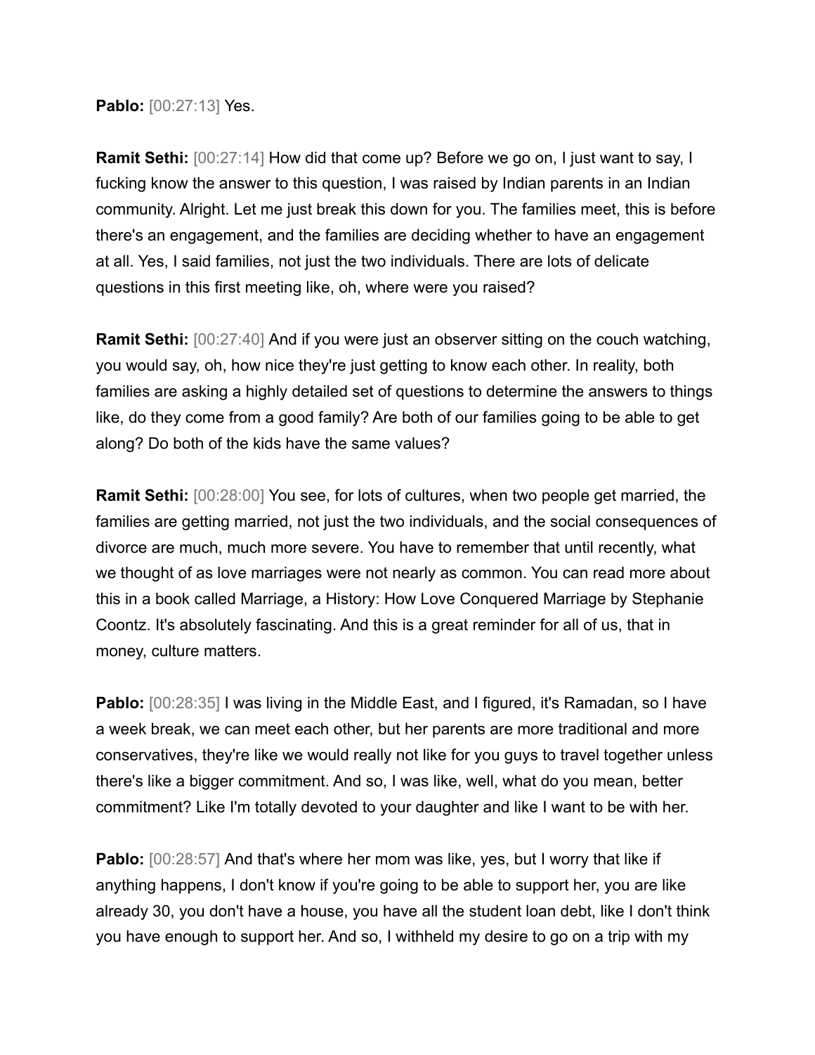**Pablo:** [00:27:13] Yes.

**Ramit Sethi:** [00:27:14] How did that come up? Before we go on, I just want to say, I fucking know the answer to this question, I was raised by Indian parents in an Indian community. Alright. Let me just break this down for you. The families meet, this is before there's an engagement, and the families are deciding whether to have an engagement at all. Yes, I said families, not just the two individuals. There are lots of delicate questions in this first meeting like, oh, where were you raised?

**Ramit Sethi:** [00:27:40] And if you were just an observer sitting on the couch watching, you would say, oh, how nice they're just getting to know each other. In reality, both families are asking a highly detailed set of questions to determine the answers to things like, do they come from a good family? Are both of our families going to be able to get along? Do both of the kids have the same values?

**Ramit Sethi:** [00:28:00] You see, for lots of cultures, when two people get married, the families are getting married, not just the two individuals, and the social consequences of divorce are much, much more severe. You have to remember that until recently, what we thought of as love marriages were not nearly as common. You can read more about this in a book called Marriage, a History: How Love Conquered Marriage by Stephanie Coontz. It's absolutely fascinating. And this is a great reminder for all of us, that in money, culture matters.

**Pablo:** [00:28:35] I was living in the Middle East, and I figured, it's Ramadan, so I have a week break, we can meet each other, but her parents are more traditional and more conservatives, they're like we would really not like for you guys to travel together unless there's like a bigger commitment. And so, I was like, well, what do you mean, better commitment? Like I'm totally devoted to your daughter and like I want to be with her.

**Pablo:** [00:28:57] And that's where her mom was like, yes, but I worry that like if anything happens, I don't know if you're going to be able to support her, you are like already 30, you don't have a house, you have all the student loan debt, like I don't think you have enough to support her. And so, I withheld my desire to go on a trip with my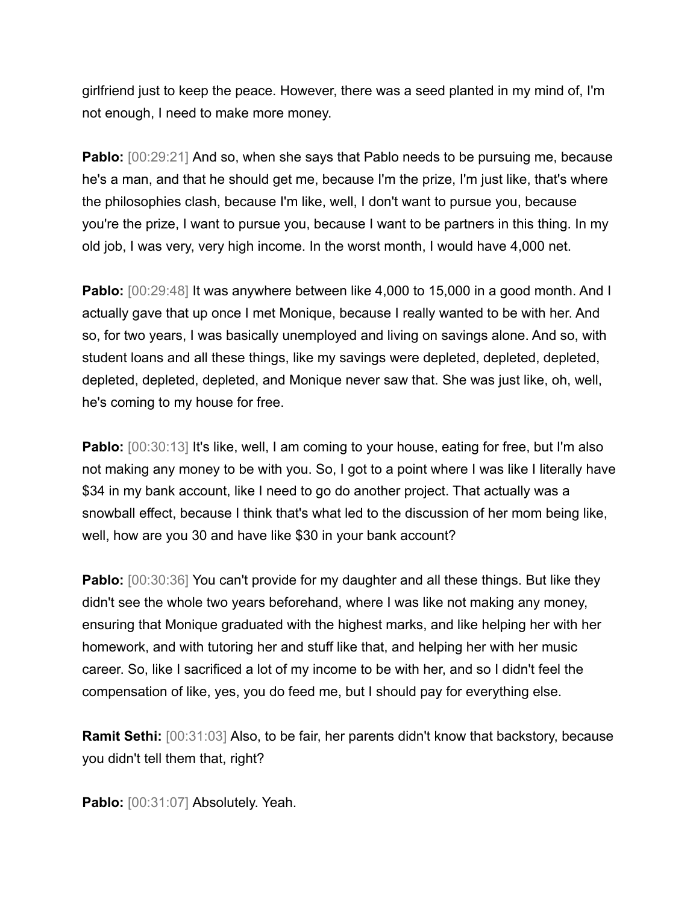girlfriend just to keep the peace. However, there was a seed planted in my mind of, I'm not enough, I need to make more money.

**Pablo:** [00:29:21] And so, when she says that Pablo needs to be pursuing me, because he's a man, and that he should get me, because I'm the prize, I'm just like, that's where the philosophies clash, because I'm like, well, I don't want to pursue you, because you're the prize, I want to pursue you, because I want to be partners in this thing. In my old job, I was very, very high income. In the worst month, I would have 4,000 net.

**Pablo:** [00:29:48] It was anywhere between like 4,000 to 15,000 in a good month. And I actually gave that up once I met Monique, because I really wanted to be with her. And so, for two years, I was basically unemployed and living on savings alone. And so, with student loans and all these things, like my savings were depleted, depleted, depleted, depleted, depleted, depleted, and Monique never saw that. She was just like, oh, well, he's coming to my house for free.

**Pablo:** [00:30:13] It's like, well, I am coming to your house, eating for free, but I'm also not making any money to be with you. So, I got to a point where I was like I literally have $34 in my bank account, like I need to go do another project. That actually was a snowball effect, because I think that's what led to the discussion of her mom being like, well, how are you 30 and have like $30 in your bank account?

**Pablo:** [00:30:36] You can't provide for my daughter and all these things. But like they didn't see the whole two years beforehand, where I was like not making any money, ensuring that Monique graduated with the highest marks, and like helping her with her homework, and with tutoring her and stuff like that, and helping her with her music career. So, like I sacrificed a lot of my income to be with her, and so I didn't feel the compensation of like, yes, you do feed me, but I should pay for everything else.

**Ramit Sethi:** [00:31:03] Also, to be fair, her parents didn't know that backstory, because you didn't tell them that, right?

**Pablo:** [00:31:07] Absolutely. Yeah.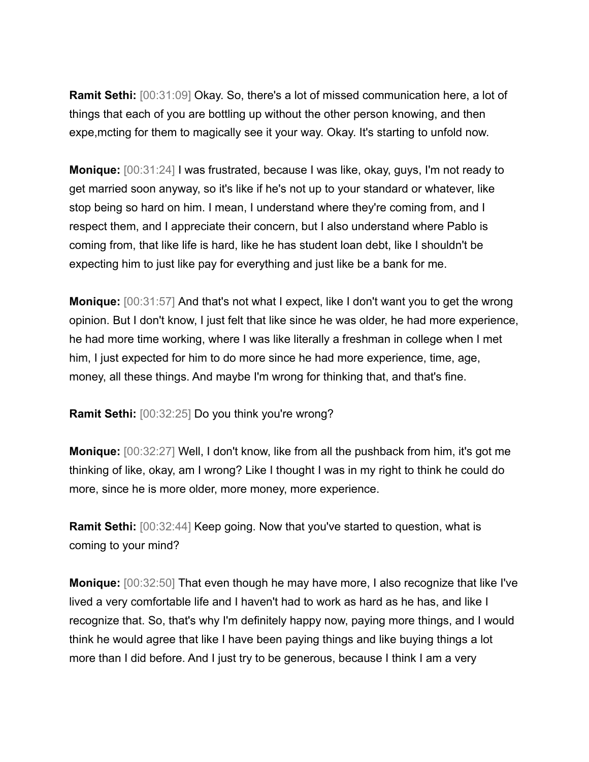**Ramit Sethi:** [00:31:09] Okay. So, there's a lot of missed communication here, a lot of things that each of you are bottling up without the other person knowing, and then expe,mcting for them to magically see it your way. Okay. It's starting to unfold now.

**Monique:** [00:31:24] I was frustrated, because I was like, okay, guys, I'm not ready to get married soon anyway, so it's like if he's not up to your standard or whatever, like stop being so hard on him. I mean, I understand where they're coming from, and I respect them, and I appreciate their concern, but I also understand where Pablo is coming from, that like life is hard, like he has student loan debt, like I shouldn't be expecting him to just like pay for everything and just like be a bank for me.

**Monique:** [00:31:57] And that's not what I expect, like I don't want you to get the wrong opinion. But I don't know, I just felt that like since he was older, he had more experience, he had more time working, where I was like literally a freshman in college when I met him, I just expected for him to do more since he had more experience, time, age, money, all these things. And maybe I'm wrong for thinking that, and that's fine.

**Ramit Sethi:** [00:32:25] Do you think you're wrong?

**Monique:** [00:32:27] Well, I don't know, like from all the pushback from him, it's got me thinking of like, okay, am I wrong? Like I thought I was in my right to think he could do more, since he is more older, more money, more experience.

**Ramit Sethi:** [00:32:44] Keep going. Now that you've started to question, what is coming to your mind?

**Monique:** [00:32:50] That even though he may have more, I also recognize that like I've lived a very comfortable life and I haven't had to work as hard as he has, and like I recognize that. So, that's why I'm definitely happy now, paying more things, and I would think he would agree that like I have been paying things and like buying things a lot more than I did before. And I just try to be generous, because I think I am a very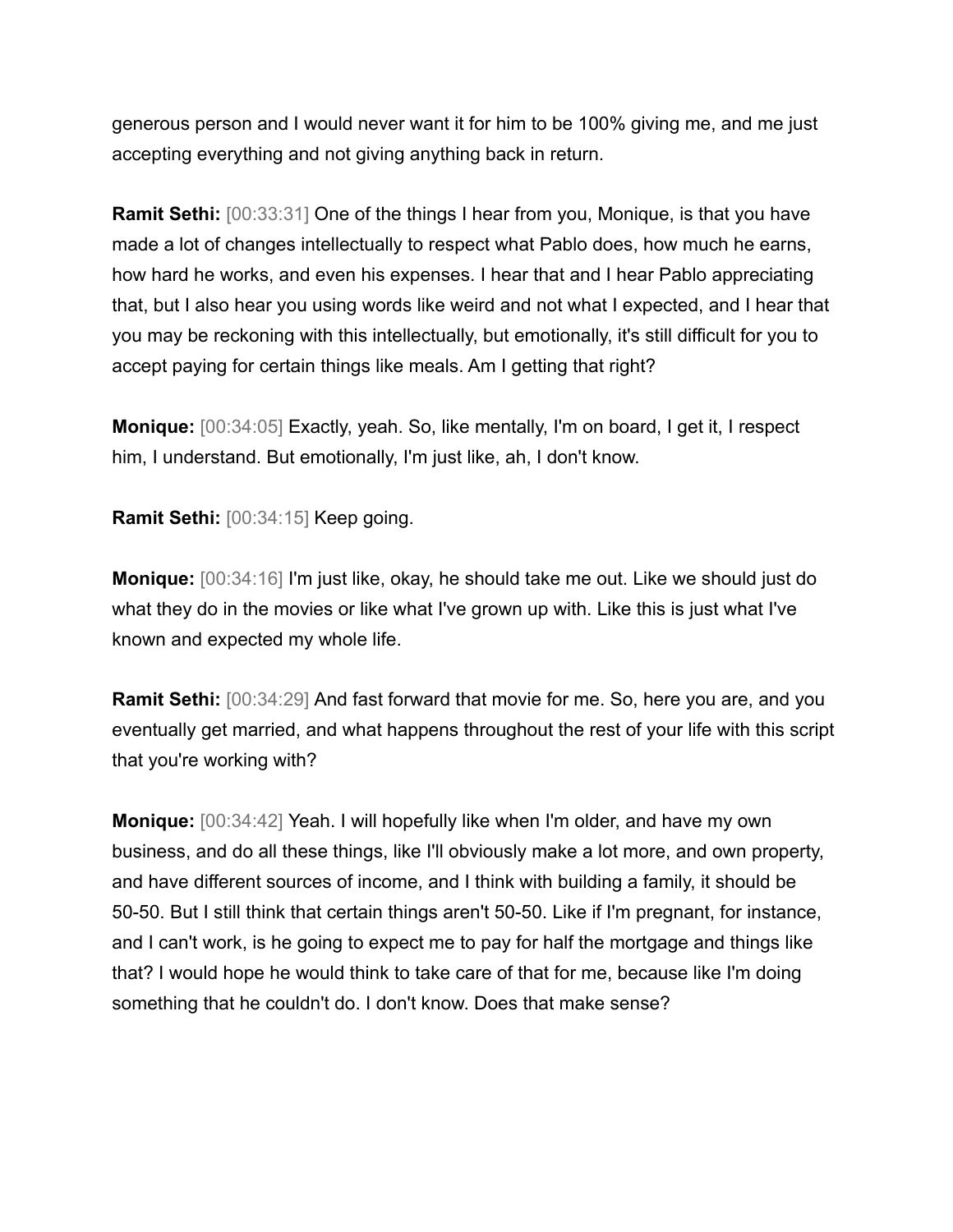generous person and I would never want it for him to be 100% giving me, and me just accepting everything and not giving anything back in return.

**Ramit Sethi:** [00:33:31] One of the things I hear from you, Monique, is that you have made a lot of changes intellectually to respect what Pablo does, how much he earns, how hard he works, and even his expenses. I hear that and I hear Pablo appreciating that, but I also hear you using words like weird and not what I expected, and I hear that you may be reckoning with this intellectually, but emotionally, it's still difficult for you to accept paying for certain things like meals. Am I getting that right?

**Monique:** [00:34:05] Exactly, yeah. So, like mentally, I'm on board, I get it, I respect him, I understand. But emotionally, I'm just like, ah, I don't know.

**Ramit Sethi:** [00:34:15] Keep going.

**Monique:** [00:34:16] I'm just like, okay, he should take me out. Like we should just do what they do in the movies or like what I've grown up with. Like this is just what I've known and expected my whole life.

**Ramit Sethi:** [00:34:29] And fast forward that movie for me. So, here you are, and you eventually get married, and what happens throughout the rest of your life with this script that you're working with?

**Monique:** [00:34:42] Yeah. I will hopefully like when I'm older, and have my own business, and do all these things, like I'll obviously make a lot more, and own property, and have different sources of income, and I think with building a family, it should be 50-50. But I still think that certain things aren't 50-50. Like if I'm pregnant, for instance, and I can't work, is he going to expect me to pay for half the mortgage and things like that? I would hope he would think to take care of that for me, because like I'm doing something that he couldn't do. I don't know. Does that make sense?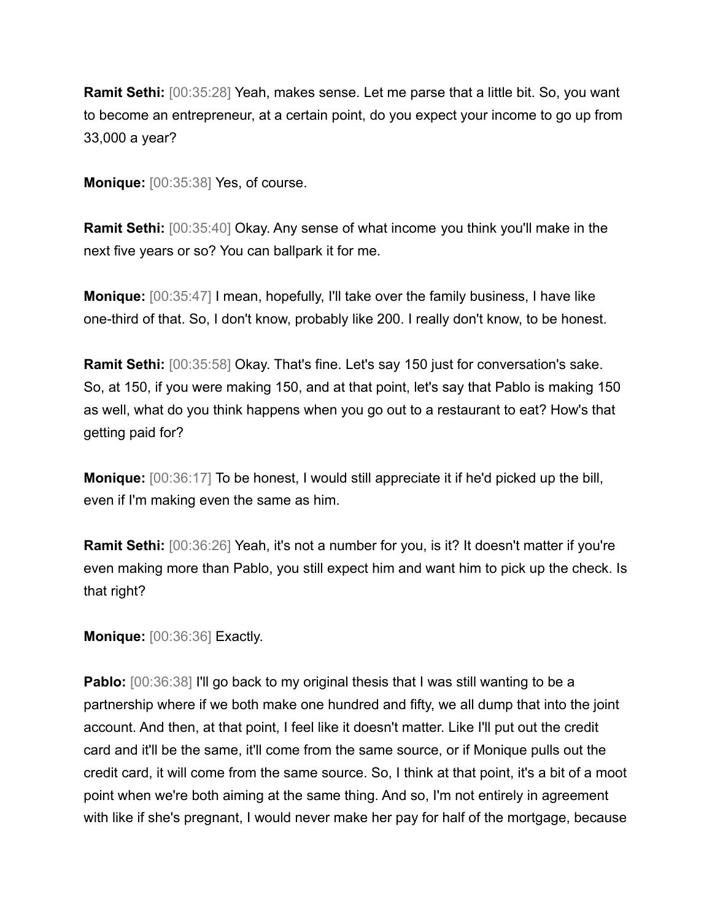**Ramit Sethi:** [00:35:28] Yeah, makes sense. Let me parse that a little bit. So, you want to become an entrepreneur, at a certain point, do you expect your income to go up from 33,000 a year?

**Monique:** [00:35:38] Yes, of course.

**Ramit Sethi:** [00:35:40] Okay. Any sense of what income you think you'll make in the next five years or so? You can ballpark it for me.

**Monique:** [00:35:47] I mean, hopefully, I'll take over the family business, I have like one-third of that. So, I don't know, probably like 200. I really don't know, to be honest.

**Ramit Sethi:** [00:35:58] Okay. That's fine. Let's say 150 just for conversation's sake. So, at 150, if you were making 150, and at that point, let's say that Pablo is making 150 as well, what do you think happens when you go out to a restaurant to eat? How's that getting paid for?

**Monique:** [00:36:17] To be honest, I would still appreciate it if he'd picked up the bill, even if I'm making even the same as him.

**Ramit Sethi:** [00:36:26] Yeah, it's not a number for you, is it? It doesn't matter if you're even making more than Pablo, you still expect him and want him to pick up the check. Is that right?

**Monique:** [00:36:36] Exactly.

**Pablo:** [00:36:38] I'll go back to my original thesis that I was still wanting to be a partnership where if we both make one hundred and fifty, we all dump that into the joint account. And then, at that point, I feel like it doesn't matter. Like I'll put out the credit card and it'll be the same, it'll come from the same source, or if Monique pulls out the credit card, it will come from the same source. So, I think at that point, it's a bit of a moot point when we're both aiming at the same thing. And so, I'm not entirely in agreement with like if she's pregnant, I would never make her pay for half of the mortgage, because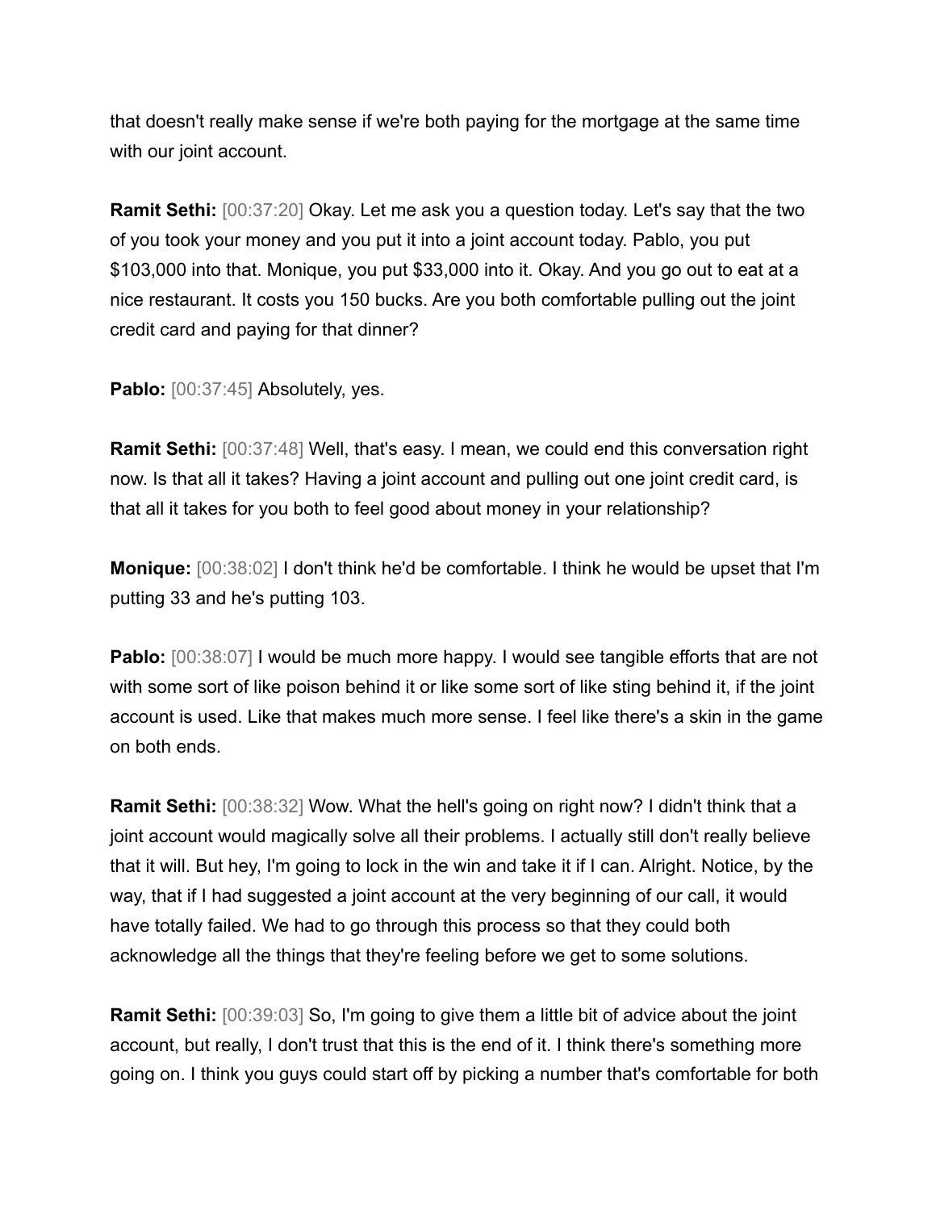that doesn't really make sense if we're both paying for the mortgage at the same time with our joint account.

**Ramit Sethi:** [00:37:20] Okay. Let me ask you a question today. Let's say that the two of you took your money and you put it into a joint account today. Pablo, you put $103,000 into that. Monique, you put $33,000 into it. Okay. And you go out to eat at a nice restaurant. It costs you 150 bucks. Are you both comfortable pulling out the joint credit card and paying for that dinner?

**Pablo:** [00:37:45] Absolutely, yes.

**Ramit Sethi:** [00:37:48] Well, that's easy. I mean, we could end this conversation right now. Is that all it takes? Having a joint account and pulling out one joint credit card, is that all it takes for you both to feel good about money in your relationship?

**Monique:** [00:38:02] I don't think he'd be comfortable. I think he would be upset that I'm putting 33 and he's putting 103.

**Pablo:** [00:38:07] I would be much more happy. I would see tangible efforts that are not with some sort of like poison behind it or like some sort of like sting behind it, if the joint account is used. Like that makes much more sense. I feel like there's a skin in the game on both ends.

**Ramit Sethi:** [00:38:32] Wow. What the hell's going on right now? I didn't think that a joint account would magically solve all their problems. I actually still don't really believe that it will. But hey, I'm going to lock in the win and take it if I can. Alright. Notice, by the way, that if I had suggested a joint account at the very beginning of our call, it would have totally failed. We had to go through this process so that they could both acknowledge all the things that they're feeling before we get to some solutions.

**Ramit Sethi:** [00:39:03] So, I'm going to give them a little bit of advice about the joint account, but really, I don't trust that this is the end of it. I think there's something more going on. I think you guys could start off by picking a number that's comfortable for both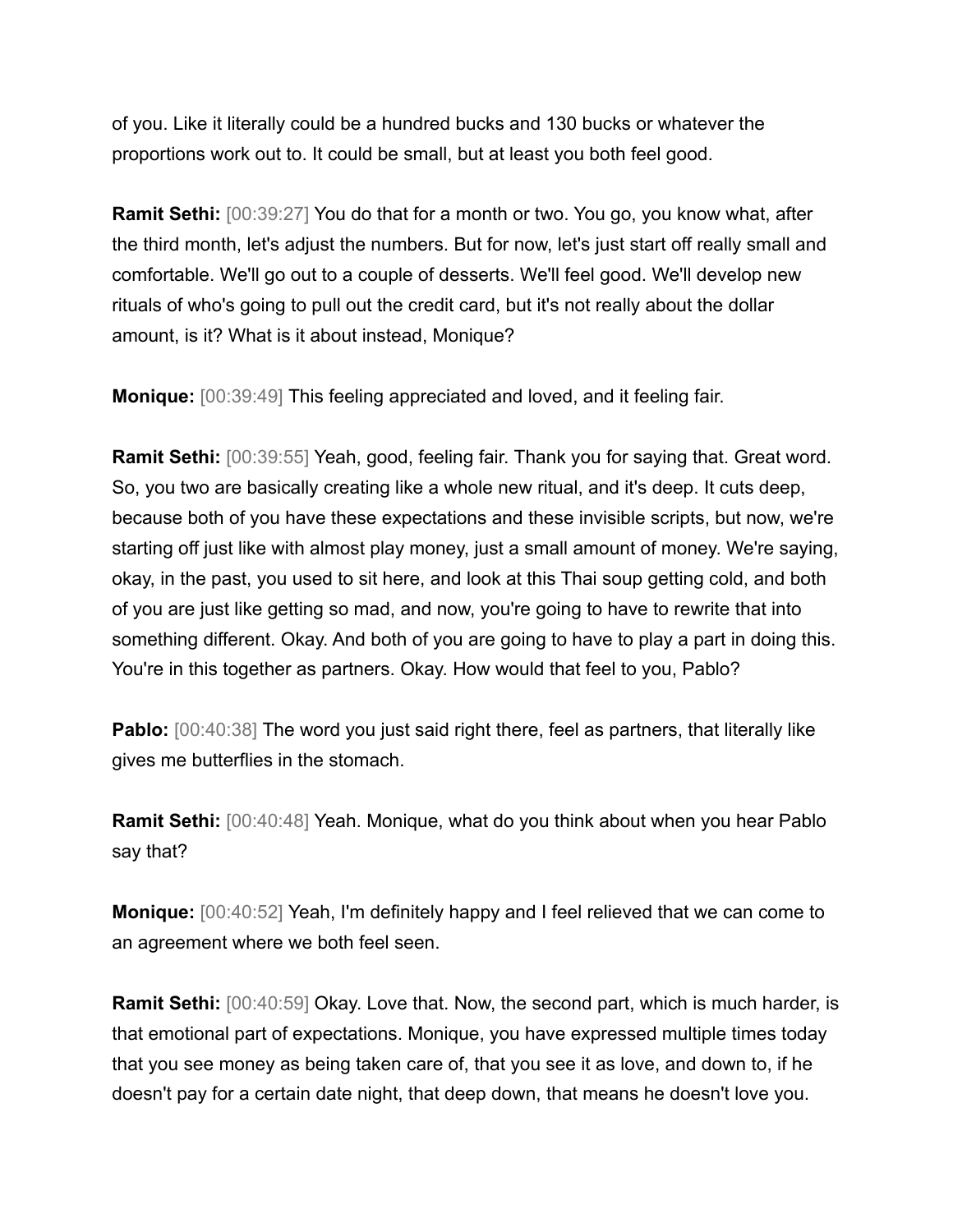of you. Like it literally could be a hundred bucks and 130 bucks or whatever the proportions work out to. It could be small, but at least you both feel good.

**Ramit Sethi:** [00:39:27] You do that for a month or two. You go, you know what, after the third month, let's adjust the numbers. But for now, let's just start off really small and comfortable. We'll go out to a couple of desserts. We'll feel good. We'll develop new rituals of who's going to pull out the credit card, but it's not really about the dollar amount, is it? What is it about instead, Monique?

**Monique:** [00:39:49] This feeling appreciated and loved, and it feeling fair.

**Ramit Sethi:** [00:39:55] Yeah, good, feeling fair. Thank you for saying that. Great word. So, you two are basically creating like a whole new ritual, and it's deep. It cuts deep, because both of you have these expectations and these invisible scripts, but now, we're starting off just like with almost play money, just a small amount of money. We're saying, okay, in the past, you used to sit here, and look at this Thai soup getting cold, and both of you are just like getting so mad, and now, you're going to have to rewrite that into something different. Okay. And both of you are going to have to play a part in doing this. You're in this together as partners. Okay. How would that feel to you, Pablo?

**Pablo:** [00:40:38] The word you just said right there, feel as partners, that literally like gives me butterflies in the stomach.

**Ramit Sethi:** [00:40:48] Yeah. Monique, what do you think about when you hear Pablo say that?

**Monique:** [00:40:52] Yeah, I'm definitely happy and I feel relieved that we can come to an agreement where we both feel seen.

**Ramit Sethi:** [00:40:59] Okay. Love that. Now, the second part, which is much harder, is that emotional part of expectations. Monique, you have expressed multiple times today that you see money as being taken care of, that you see it as love, and down to, if he doesn't pay for a certain date night, that deep down, that means he doesn't love you.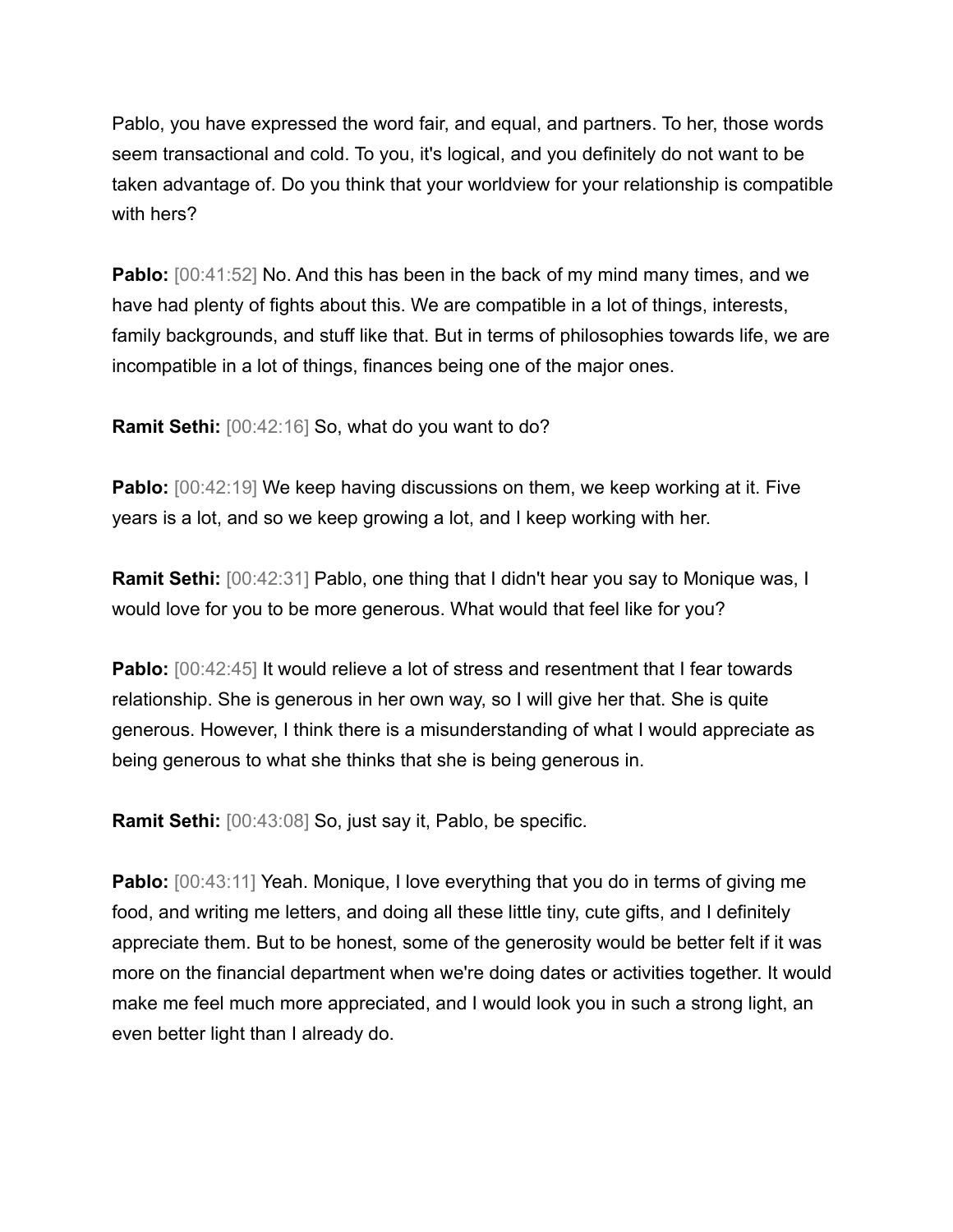Pablo, you have expressed the word fair, and equal, and partners. To her, those words seem transactional and cold. To you, it's logical, and you definitely do not want to be taken advantage of. Do you think that your worldview for your relationship is compatible with hers?

**Pablo:** [00:41:52] No. And this has been in the back of my mind many times, and we have had plenty of fights about this. We are compatible in a lot of things, interests, family backgrounds, and stuff like that. But in terms of philosophies towards life, we are incompatible in a lot of things, finances being one of the major ones.

**Ramit Sethi:** [00:42:16] So, what do you want to do?

**Pablo:** [00:42:19] We keep having discussions on them, we keep working at it. Five years is a lot, and so we keep growing a lot, and I keep working with her.

**Ramit Sethi:** [00:42:31] Pablo, one thing that I didn't hear you say to Monique was, I would love for you to be more generous. What would that feel like for you?

**Pablo:** [00:42:45] It would relieve a lot of stress and resentment that I fear towards relationship. She is generous in her own way, so I will give her that. She is quite generous. However, I think there is a misunderstanding of what I would appreciate as being generous to what she thinks that she is being generous in.

**Ramit Sethi:** [00:43:08] So, just say it, Pablo, be specific.

**Pablo:** [00:43:11] Yeah. Monique, I love everything that you do in terms of giving me food, and writing me letters, and doing all these little tiny, cute gifts, and I definitely appreciate them. But to be honest, some of the generosity would be better felt if it was more on the financial department when we're doing dates or activities together. It would make me feel much more appreciated, and I would look you in such a strong light, an even better light than I already do.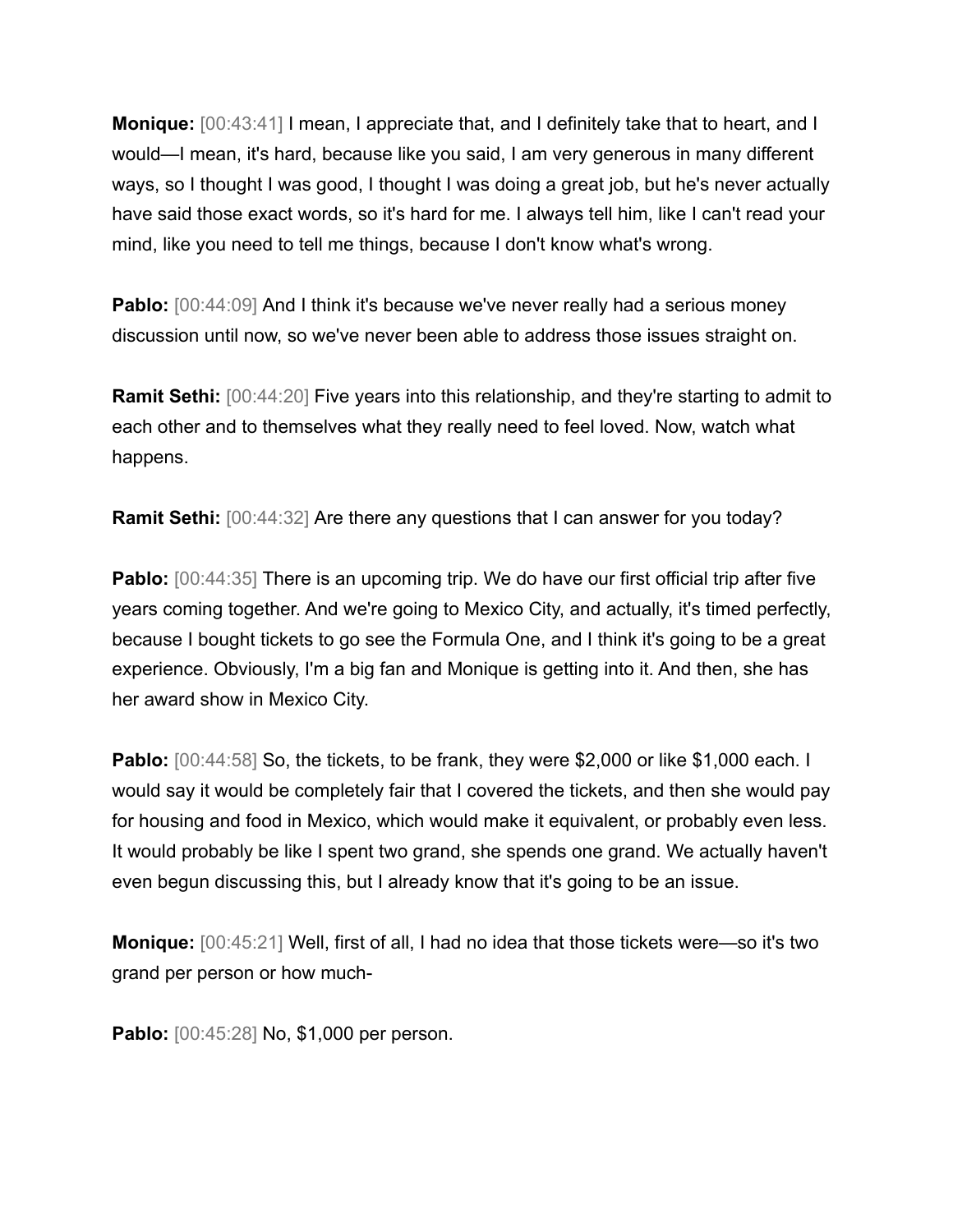**Monique:** [00:43:41] I mean, I appreciate that, and I definitely take that to heart, and I would—I mean, it's hard, because like you said, I am very generous in many different ways, so I thought I was good, I thought I was doing a great job, but he's never actually have said those exact words, so it's hard for me. I always tell him, like I can't read your mind, like you need to tell me things, because I don't know what's wrong.

**Pablo:** [00:44:09] And I think it's because we've never really had a serious money discussion until now, so we've never been able to address those issues straight on.

**Ramit Sethi:** [00:44:20] Five years into this relationship, and they're starting to admit to each other and to themselves what they really need to feel loved. Now, watch what happens.

**Ramit Sethi:** [00:44:32] Are there any questions that I can answer for you today?

**Pablo:** [00:44:35] There is an upcoming trip. We do have our first official trip after five years coming together. And we're going to Mexico City, and actually, it's timed perfectly, because I bought tickets to go see the Formula One, and I think it's going to be a great experience. Obviously, I'm a big fan and Monique is getting into it. And then, she has her award show in Mexico City.

**Pablo:** [00:44:58] So, the tickets, to be frank, they were $2,000 or like $1,000 each. I would say it would be completely fair that I covered the tickets, and then she would pay for housing and food in Mexico, which would make it equivalent, or probably even less. It would probably be like I spent two grand, she spends one grand. We actually haven't even begun discussing this, but I already know that it's going to be an issue.

**Monique:** [00:45:21] Well, first of all, I had no idea that those tickets were—so it's two grand per person or how much-

**Pablo:** [00:45:28] No, $1,000 per person.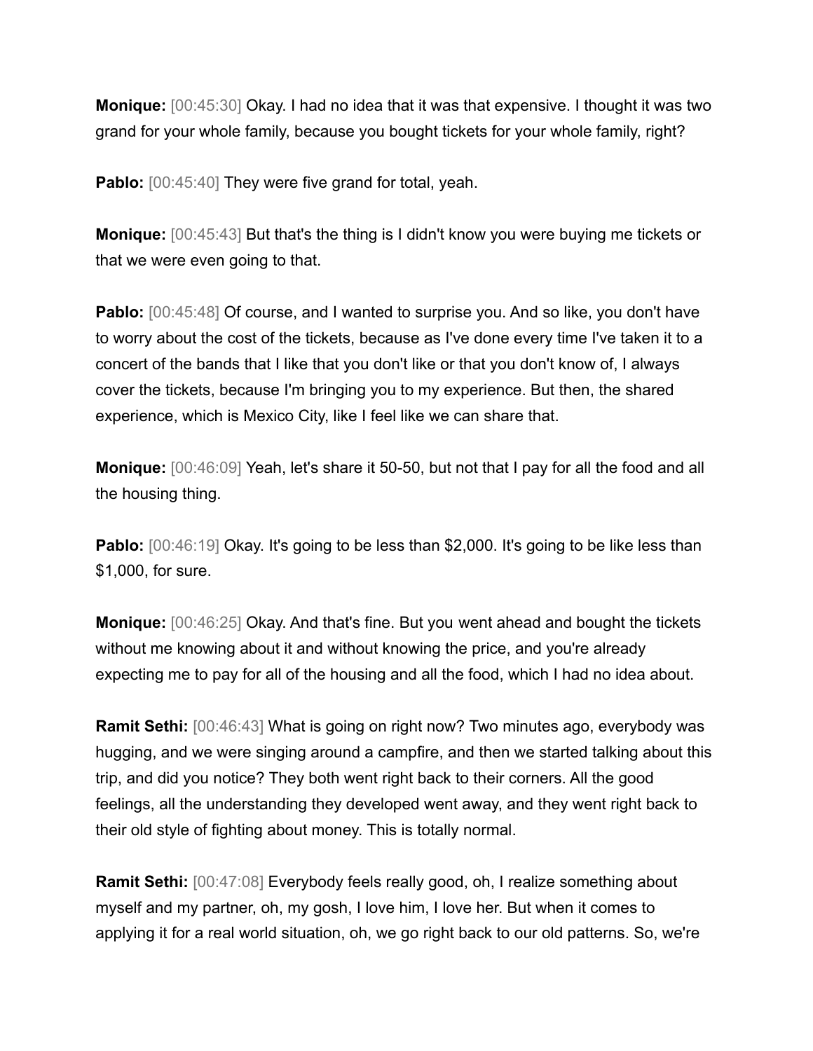**Monique:** [00:45:30] Okay. I had no idea that it was that expensive. I thought it was two grand for your whole family, because you bought tickets for your whole family, right?

**Pablo:** [00:45:40] They were five grand for total, yeah.

**Monique:** [00:45:43] But that's the thing is I didn't know you were buying me tickets or that we were even going to that.

**Pablo:** [00:45:48] Of course, and I wanted to surprise you. And so like, you don't have to worry about the cost of the tickets, because as I've done every time I've taken it to a concert of the bands that I like that you don't like or that you don't know of, I always cover the tickets, because I'm bringing you to my experience. But then, the shared experience, which is Mexico City, like I feel like we can share that.

**Monique:** [00:46:09] Yeah, let's share it 50-50, but not that I pay for all the food and all the housing thing.

**Pablo:** [00:46:19] Okay. It's going to be less than $2,000. It's going to be like less than $1,000, for sure.

**Monique:** [00:46:25] Okay. And that's fine. But you went ahead and bought the tickets without me knowing about it and without knowing the price, and you're already expecting me to pay for all of the housing and all the food, which I had no idea about.

**Ramit Sethi:** [00:46:43] What is going on right now? Two minutes ago, everybody was hugging, and we were singing around a campfire, and then we started talking about this trip, and did you notice? They both went right back to their corners. All the good feelings, all the understanding they developed went away, and they went right back to their old style of fighting about money. This is totally normal.

**Ramit Sethi:** [00:47:08] Everybody feels really good, oh, I realize something about myself and my partner, oh, my gosh, I love him, I love her. But when it comes to applying it for a real world situation, oh, we go right back to our old patterns. So, we're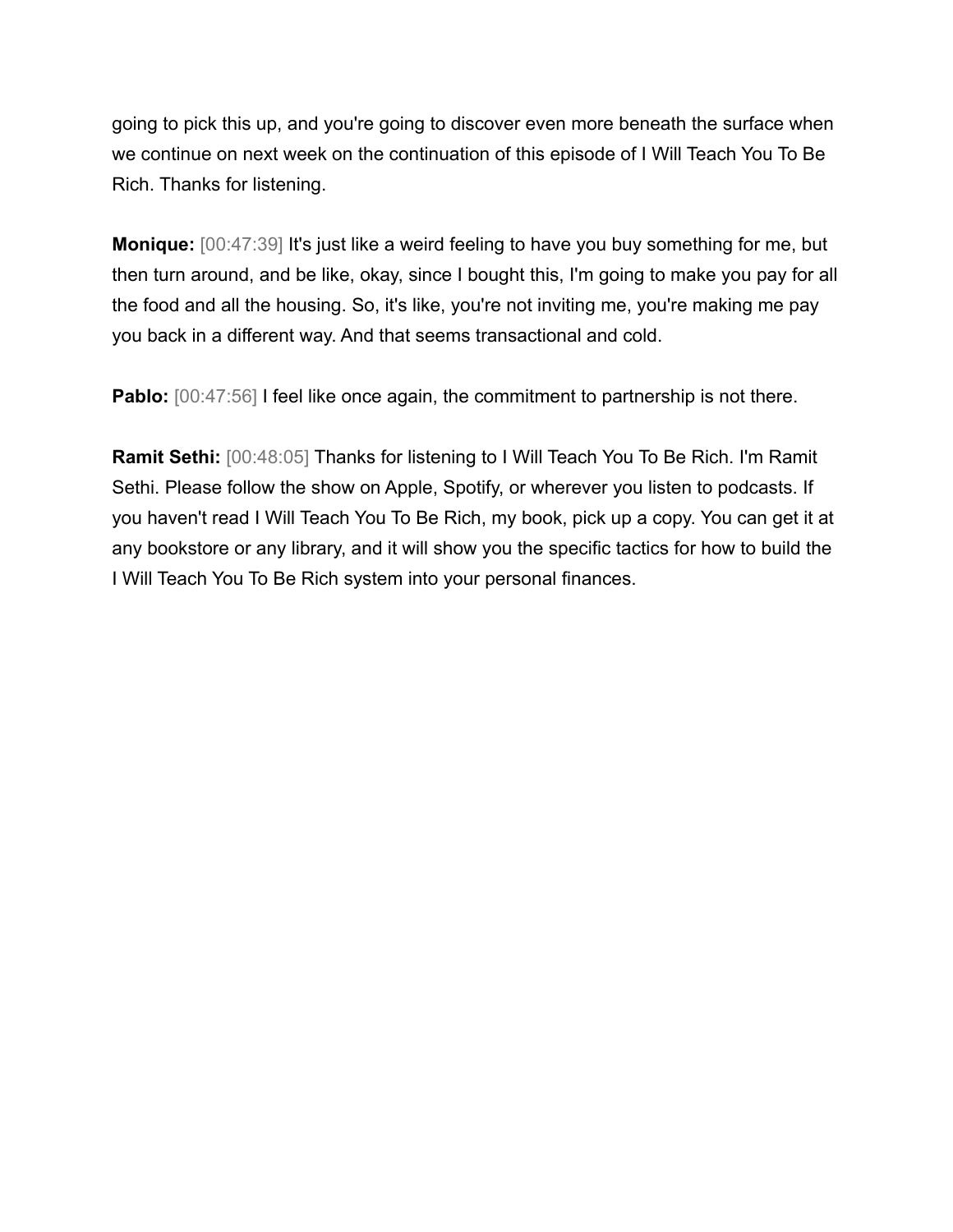going to pick this up, and you're going to discover even more beneath the surface when we continue on next week on the continuation of this episode of I Will Teach You To Be Rich. Thanks for listening.

**Monique:** [00:47:39] It's just like a weird feeling to have you buy something for me, but then turn around, and be like, okay, since I bought this, I'm going to make you pay for all the food and all the housing. So, it's like, you're not inviting me, you're making me pay you back in a different way. And that seems transactional and cold.

**Pablo:** [00:47:56] I feel like once again, the commitment to partnership is not there.

**Ramit Sethi:** [00:48:05] Thanks for listening to I Will Teach You To Be Rich. I'm Ramit Sethi. Please follow the show on Apple, Spotify, or wherever you listen to podcasts. If you haven't read I Will Teach You To Be Rich, my book, pick up a copy. You can get it at any bookstore or any library, and it will show you the specific tactics for how to build the I Will Teach You To Be Rich system into your personal finances.